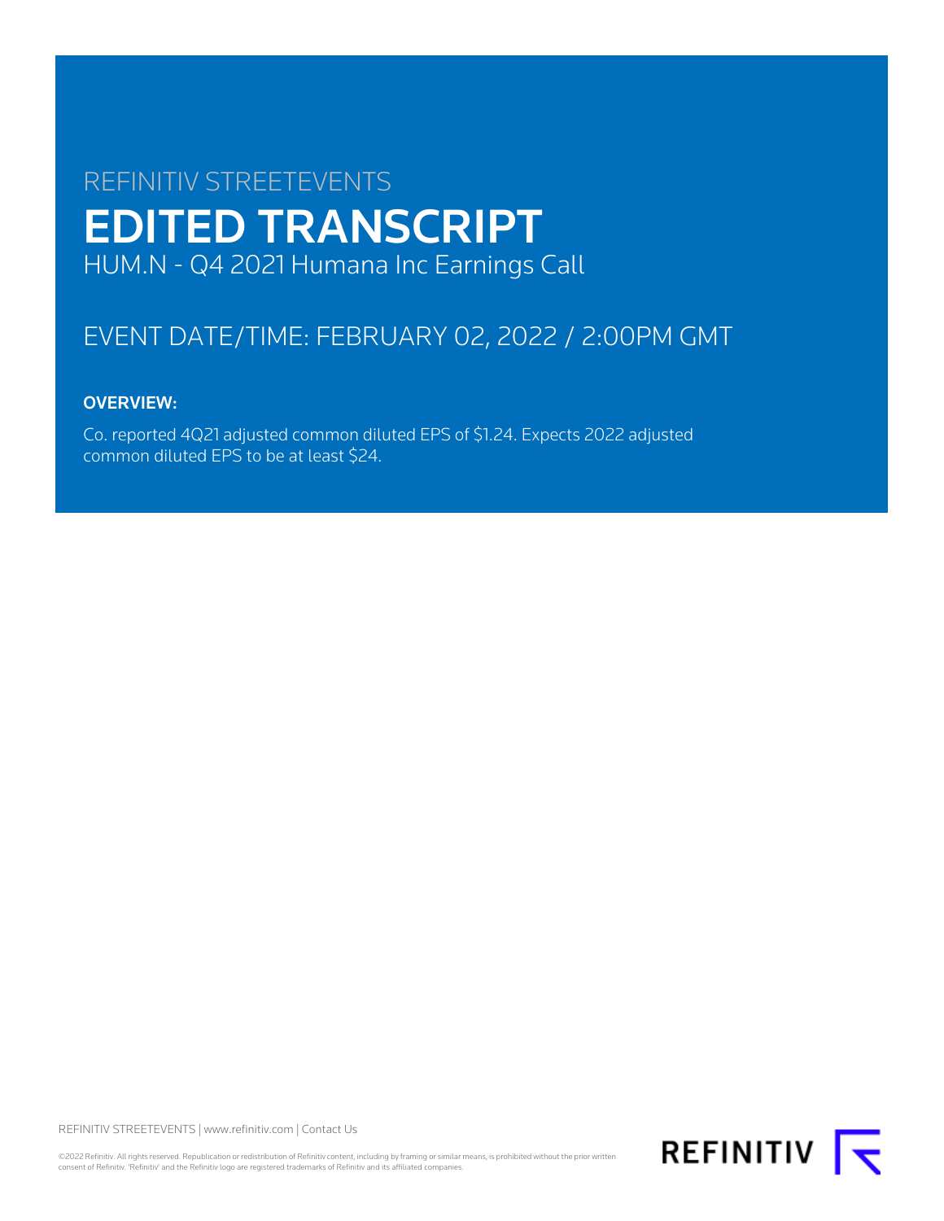REFINITIV STREETEVENTS

# EDITED TRANSCRIPT

HUM.N - Q4 2021 Humana Inc Earnings Call

## EVENT DATE/TIME: FEBRUARY 02, 2022 / 2:00PM GMT

### OVERVIEW:

Co. reported 4Q21 adjusted common diluted EPS of $1.24. Expects 2022 adjusted common diluted EPS to be at least $24.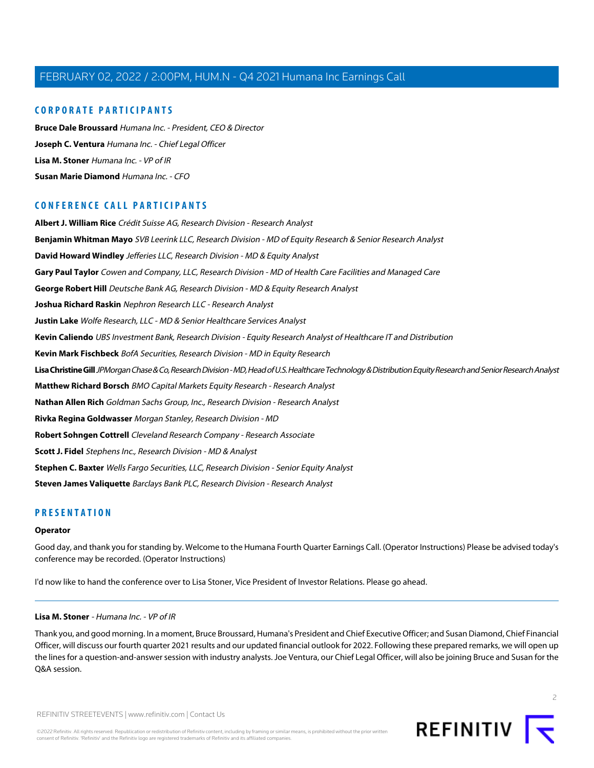## CORPORATE PARTICIPANTS

**Bruce Dale Broussard** *Humana Inc. - President, CEO & Director*

**Joseph C. Ventura** *Humana Inc. - Chief Legal Officer*

**Lisa M. Stoner** *Humana Inc. - VP of IR*

**Susan Marie Diamond** *Humana Inc. - CFO*

## CONFERENCE CALL PARTICIPANTS

**Albert J. William Rice** *Crédit Suisse AG, Research Division - Research Analyst*

**Benjamin Whitman Mayo** *SVB Leerink LLC, Research Division - MD of Equity Research & Senior Research Analyst*

**David Howard Windley** *Jefferies LLC, Research Division - MD & Equity Analyst*

**Gary Paul Taylor** *Cowen and Company, LLC, Research Division - MD of Health Care Facilities and Managed Care*

**George Robert Hill** *Deutsche Bank AG, Research Division - MD & Equity Research Analyst*

**Joshua Richard Raskin** *Nephron Research LLC - Research Analyst*

**Justin Lake** *Wolfe Research, LLC - MD & Senior Healthcare Services Analyst*

**Kevin Caliendo** *UBS Investment Bank, Research Division - Equity Research Analyst of Healthcare IT and Distribution*

**Kevin Mark Fischbeck** *BofA Securities, Research Division - MD in Equity Research*

**Lisa Christine Gill** *JPMorgan Chase & Co, Research Division - MD, Head of U.S. Healthcare Technology & Distribution Equity Research and Senior Research Analyst*

**Matthew Richard Borsch** *BMO Capital Markets Equity Research - Research Analyst*

**Nathan Allen Rich** *Goldman Sachs Group, Inc., Research Division - Research Analyst*

**Rivka Regina Goldwasser** *Morgan Stanley, Research Division - MD*

**Robert Sohngen Cottrell** *Cleveland Research Company - Research Associate*

**Scott J. Fidel** *Stephens Inc., Research Division - MD & Analyst*

**Stephen C. Baxter** *Wells Fargo Securities, LLC, Research Division - Senior Equity Analyst*

**Steven James Valiquette** *Barclays Bank PLC, Research Division - Research Analyst*

## PRESENTATION

**Operator**

Good day, and thank you for standing by. Welcome to the Humana Fourth Quarter Earnings Call. (Operator Instructions) Please be advised today's conference may be recorded. (Operator Instructions)

I'd now like to hand the conference over to Lisa Stoner, Vice President of Investor Relations. Please go ahead.

---

**Lisa M. Stoner** *- Humana Inc. - VP of IR*

Thank you, and good morning. In a moment, Bruce Broussard, Humana's President and Chief Executive Officer; and Susan Diamond, Chief Financial Officer, will discuss our fourth quarter 2021 results and our updated financial outlook for 2022. Following these prepared remarks, we will open up the lines for a question-and-answer session with industry analysts. Joe Ventura, our Chief Legal Officer, will also be joining Bruce and Susan for the Q&A session.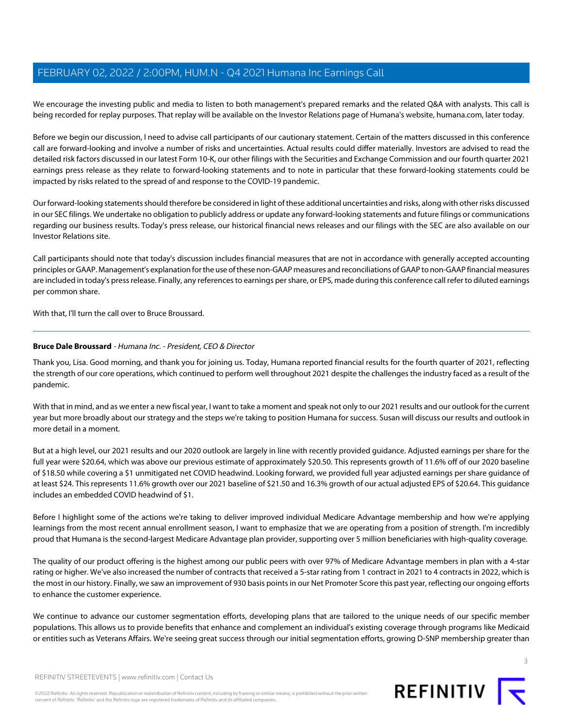We encourage the investing public and media to listen to both management's prepared remarks and the related Q&A with analysts. This call is being recorded for replay purposes. That replay will be available on the Investor Relations page of Humana's website, humana.com, later today.

Before we begin our discussion, I need to advise call participants of our cautionary statement. Certain of the matters discussed in this conference call are forward-looking and involve a number of risks and uncertainties. Actual results could differ materially. Investors are advised to read the detailed risk factors discussed in our latest Form 10-K, our other filings with the Securities and Exchange Commission and our fourth quarter 2021 earnings press release as they relate to forward-looking statements and to note in particular that these forward-looking statements could be impacted by risks related to the spread of and response to the COVID-19 pandemic.

Our forward-looking statements should therefore be considered in light of these additional uncertainties and risks, along with other risks discussed in our SEC filings. We undertake no obligation to publicly address or update any forward-looking statements and future filings or communications regarding our business results. Today's press release, our historical financial news releases and our filings with the SEC are also available on our Investor Relations site.

Call participants should note that today's discussion includes financial measures that are not in accordance with generally accepted accounting principles or GAAP. Management's explanation for the use of these non-GAAP measures and reconciliations of GAAP to non-GAAP financial measures are included in today's press release. Finally, any references to earnings per share, or EPS, made during this conference call refer to diluted earnings per common share.

With that, I'll turn the call over to Bruce Broussard.

---

**Bruce Dale Broussard** - *Humana Inc. - President, CEO & Director*

Thank you, Lisa. Good morning, and thank you for joining us. Today, Humana reported financial results for the fourth quarter of 2021, reflecting the strength of our core operations, which continued to perform well throughout 2021 despite the challenges the industry faced as a result of the pandemic.

With that in mind, and as we enter a new fiscal year, I want to take a moment and speak not only to our 2021 results and our outlook for the current year but more broadly about our strategy and the steps we're taking to position Humana for success. Susan will discuss our results and outlook in more detail in a moment.

But at a high level, our 2021 results and our 2020 outlook are largely in line with recently provided guidance. Adjusted earnings per share for the full year were $20.64, which was above our previous estimate of approximately $20.50. This represents growth of 11.6% off of our 2020 baseline of $18.50 while covering a $1 unmitigated net COVID headwind. Looking forward, we provided full year adjusted earnings per share guidance of at least $24. This represents 11.6% growth over our 2021 baseline of $21.50 and 16.3% growth of our actual adjusted EPS of $20.64. This guidance includes an embedded COVID headwind of $1.

Before I highlight some of the actions we're taking to deliver improved individual Medicare Advantage membership and how we're applying learnings from the most recent annual enrollment season, I want to emphasize that we are operating from a position of strength. I'm incredibly proud that Humana is the second-largest Medicare Advantage plan provider, supporting over 5 million beneficiaries with high-quality coverage.

The quality of our product offering is the highest among our public peers with over 97% of Medicare Advantage members in plan with a 4-star rating or higher. We've also increased the number of contracts that received a 5-star rating from 1 contract in 2021 to 4 contracts in 2022, which is the most in our history. Finally, we saw an improvement of 930 basis points in our Net Promoter Score this past year, reflecting our ongoing efforts to enhance the customer experience.

We continue to advance our customer segmentation efforts, developing plans that are tailored to the unique needs of our specific member populations. This allows us to provide benefits that enhance and complement an individual's existing coverage through programs like Medicaid or entities such as Veterans Affairs. We're seeing great success through our initial segmentation efforts, growing D-SNP membership greater than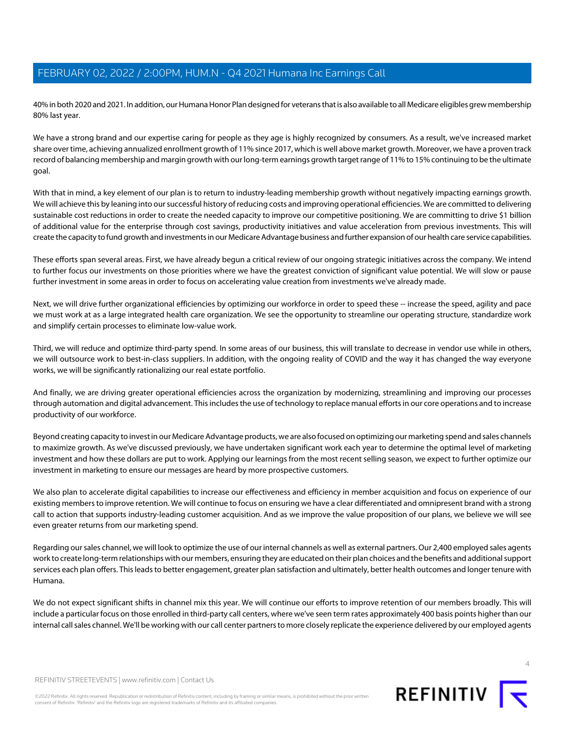40% in both 2020 and 2021. In addition, our Humana Honor Plan designed for veterans that is also available to all Medicare eligibles grew membership 80% last year.

We have a strong brand and our expertise caring for people as they age is highly recognized by consumers. As a result, we've increased market share over time, achieving annualized enrollment growth of 11% since 2017, which is well above market growth. Moreover, we have a proven track record of balancing membership and margin growth with our long-term earnings growth target range of 11% to 15% continuing to be the ultimate goal.

With that in mind, a key element of our plan is to return to industry-leading membership growth without negatively impacting earnings growth. We will achieve this by leaning into our successful history of reducing costs and improving operational efficiencies. We are committed to delivering sustainable cost reductions in order to create the needed capacity to improve our competitive positioning. We are committing to drive $1 billion of additional value for the enterprise through cost savings, productivity initiatives and value acceleration from previous investments. This will create the capacity to fund growth and investments in our Medicare Advantage business and further expansion of our health care service capabilities.

These efforts span several areas. First, we have already begun a critical review of our ongoing strategic initiatives across the company. We intend to further focus our investments on those priorities where we have the greatest conviction of significant value potential. We will slow or pause further investment in some areas in order to focus on accelerating value creation from investments we've already made.

Next, we will drive further organizational efficiencies by optimizing our workforce in order to speed these -- increase the speed, agility and pace we must work at as a large integrated health care organization. We see the opportunity to streamline our operating structure, standardize work and simplify certain processes to eliminate low-value work.

Third, we will reduce and optimize third-party spend. In some areas of our business, this will translate to decrease in vendor use while in others, we will outsource work to best-in-class suppliers. In addition, with the ongoing reality of COVID and the way it has changed the way everyone works, we will be significantly rationalizing our real estate portfolio.

And finally, we are driving greater operational efficiencies across the organization by modernizing, streamlining and improving our processes through automation and digital advancement. This includes the use of technology to replace manual efforts in our core operations and to increase productivity of our workforce.

Beyond creating capacity to invest in our Medicare Advantage products, we are also focused on optimizing our marketing spend and sales channels to maximize growth. As we've discussed previously, we have undertaken significant work each year to determine the optimal level of marketing investment and how these dollars are put to work. Applying our learnings from the most recent selling season, we expect to further optimize our investment in marketing to ensure our messages are heard by more prospective customers.

We also plan to accelerate digital capabilities to increase our effectiveness and efficiency in member acquisition and focus on experience of our existing members to improve retention. We will continue to focus on ensuring we have a clear differentiated and omnipresent brand with a strong call to action that supports industry-leading customer acquisition. And as we improve the value proposition of our plans, we believe we will see even greater returns from our marketing spend.

Regarding our sales channel, we will look to optimize the use of our internal channels as well as external partners. Our 2,400 employed sales agents work to create long-term relationships with our members, ensuring they are educated on their plan choices and the benefits and additional support services each plan offers. This leads to better engagement, greater plan satisfaction and ultimately, better health outcomes and longer tenure with Humana.

We do not expect significant shifts in channel mix this year. We will continue our efforts to improve retention of our members broadly. This will include a particular focus on those enrolled in third-party call centers, where we've seen term rates approximately 400 basis points higher than our internal call sales channel. We'll be working with our call center partners to more closely replicate the experience delivered by our employed agents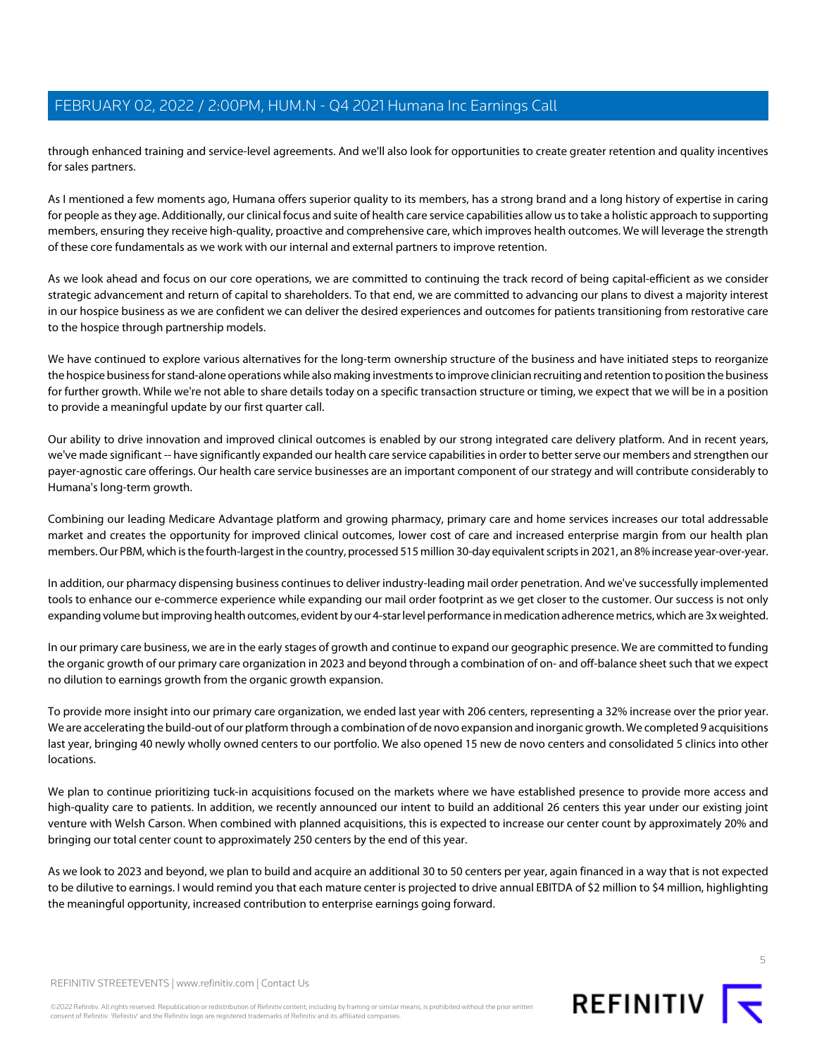through enhanced training and service-level agreements. And we'll also look for opportunities to create greater retention and quality incentives for sales partners.

As I mentioned a few moments ago, Humana offers superior quality to its members, has a strong brand and a long history of expertise in caring for people as they age. Additionally, our clinical focus and suite of health care service capabilities allow us to take a holistic approach to supporting members, ensuring they receive high-quality, proactive and comprehensive care, which improves health outcomes. We will leverage the strength of these core fundamentals as we work with our internal and external partners to improve retention.

As we look ahead and focus on our core operations, we are committed to continuing the track record of being capital-efficient as we consider strategic advancement and return of capital to shareholders. To that end, we are committed to advancing our plans to divest a majority interest in our hospice business as we are confident we can deliver the desired experiences and outcomes for patients transitioning from restorative care to the hospice through partnership models.

We have continued to explore various alternatives for the long-term ownership structure of the business and have initiated steps to reorganize the hospice business for stand-alone operations while also making investments to improve clinician recruiting and retention to position the business for further growth. While we're not able to share details today on a specific transaction structure or timing, we expect that we will be in a position to provide a meaningful update by our first quarter call.

Our ability to drive innovation and improved clinical outcomes is enabled by our strong integrated care delivery platform. And in recent years, we've made significant -- have significantly expanded our health care service capabilities in order to better serve our members and strengthen our payer-agnostic care offerings. Our health care service businesses are an important component of our strategy and will contribute considerably to Humana's long-term growth.

Combining our leading Medicare Advantage platform and growing pharmacy, primary care and home services increases our total addressable market and creates the opportunity for improved clinical outcomes, lower cost of care and increased enterprise margin from our health plan members. Our PBM, which is the fourth-largest in the country, processed 515 million 30-day equivalent scripts in 2021, an 8% increase year-over-year.

In addition, our pharmacy dispensing business continues to deliver industry-leading mail order penetration. And we've successfully implemented tools to enhance our e-commerce experience while expanding our mail order footprint as we get closer to the customer. Our success is not only expanding volume but improving health outcomes, evident by our 4-star level performance in medication adherence metrics, which are 3x weighted.

In our primary care business, we are in the early stages of growth and continue to expand our geographic presence. We are committed to funding the organic growth of our primary care organization in 2023 and beyond through a combination of on- and off-balance sheet such that we expect no dilution to earnings growth from the organic growth expansion.

To provide more insight into our primary care organization, we ended last year with 206 centers, representing a 32% increase over the prior year. We are accelerating the build-out of our platform through a combination of de novo expansion and inorganic growth. We completed 9 acquisitions last year, bringing 40 newly wholly owned centers to our portfolio. We also opened 15 new de novo centers and consolidated 5 clinics into other locations.

We plan to continue prioritizing tuck-in acquisitions focused on the markets where we have established presence to provide more access and high-quality care to patients. In addition, we recently announced our intent to build an additional 26 centers this year under our existing joint venture with Welsh Carson. When combined with planned acquisitions, this is expected to increase our center count by approximately 20% and bringing our total center count to approximately 250 centers by the end of this year.

As we look to 2023 and beyond, we plan to build and acquire an additional 30 to 50 centers per year, again financed in a way that is not expected to be dilutive to earnings. I would remind you that each mature center is projected to drive annual EBITDA of $2 million to $4 million, highlighting the meaningful opportunity, increased contribution to enterprise earnings going forward.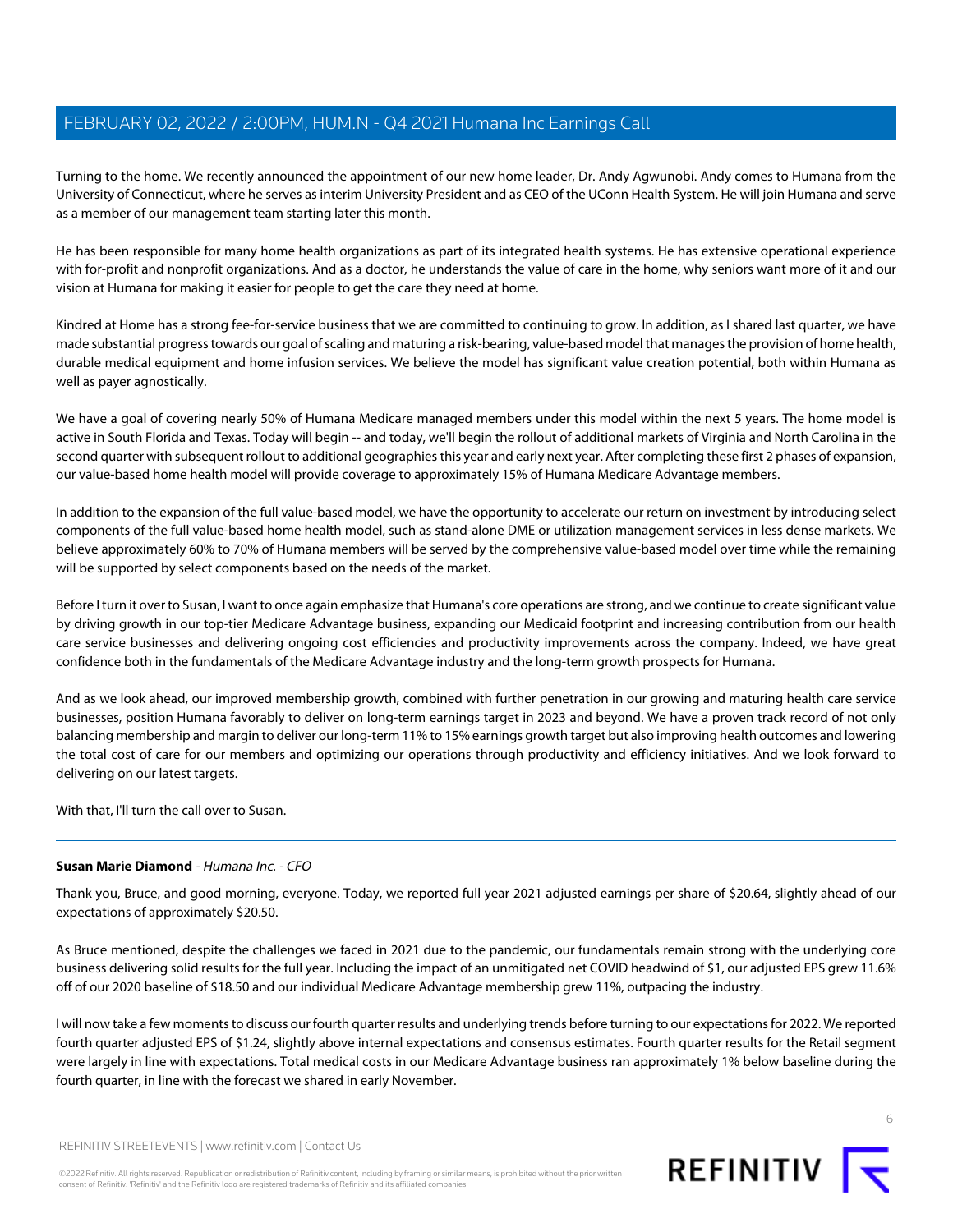Turning to the home. We recently announced the appointment of our new home leader, Dr. Andy Agwunobi. Andy comes to Humana from the University of Connecticut, where he serves as interim University President and as CEO of the UConn Health System. He will join Humana and serve as a member of our management team starting later this month.

He has been responsible for many home health organizations as part of its integrated health systems. He has extensive operational experience with for-profit and nonprofit organizations. And as a doctor, he understands the value of care in the home, why seniors want more of it and our vision at Humana for making it easier for people to get the care they need at home.

Kindred at Home has a strong fee-for-service business that we are committed to continuing to grow. In addition, as I shared last quarter, we have made substantial progress towards our goal of scaling and maturing a risk-bearing, value-based model that manages the provision of home health, durable medical equipment and home infusion services. We believe the model has significant value creation potential, both within Humana as well as payer agnostically.

We have a goal of covering nearly 50% of Humana Medicare managed members under this model within the next 5 years. The home model is active in South Florida and Texas. Today will begin -- and today, we'll begin the rollout of additional markets of Virginia and North Carolina in the second quarter with subsequent rollout to additional geographies this year and early next year. After completing these first 2 phases of expansion, our value-based home health model will provide coverage to approximately 15% of Humana Medicare Advantage members.

In addition to the expansion of the full value-based model, we have the opportunity to accelerate our return on investment by introducing select components of the full value-based home health model, such as stand-alone DME or utilization management services in less dense markets. We believe approximately 60% to 70% of Humana members will be served by the comprehensive value-based model over time while the remaining will be supported by select components based on the needs of the market.

Before I turn it over to Susan, I want to once again emphasize that Humana's core operations are strong, and we continue to create significant value by driving growth in our top-tier Medicare Advantage business, expanding our Medicaid footprint and increasing contribution from our health care service businesses and delivering ongoing cost efficiencies and productivity improvements across the company. Indeed, we have great confidence both in the fundamentals of the Medicare Advantage industry and the long-term growth prospects for Humana.

And as we look ahead, our improved membership growth, combined with further penetration in our growing and maturing health care service businesses, position Humana favorably to deliver on long-term earnings target in 2023 and beyond. We have a proven track record of not only balancing membership and margin to deliver our long-term 11% to 15% earnings growth target but also improving health outcomes and lowering the total cost of care for our members and optimizing our operations through productivity and efficiency initiatives. And we look forward to delivering on our latest targets.

With that, I'll turn the call over to Susan.

---

**Susan Marie Diamond** - *Humana Inc. - CFO*

Thank you, Bruce, and good morning, everyone. Today, we reported full year 2021 adjusted earnings per share of $20.64, slightly ahead of our expectations of approximately $20.50.

As Bruce mentioned, despite the challenges we faced in 2021 due to the pandemic, our fundamentals remain strong with the underlying core business delivering solid results for the full year. Including the impact of an unmitigated net COVID headwind of $1, our adjusted EPS grew 11.6% off of our 2020 baseline of $18.50 and our individual Medicare Advantage membership grew 11%, outpacing the industry.

I will now take a few moments to discuss our fourth quarter results and underlying trends before turning to our expectations for 2022. We reported fourth quarter adjusted EPS of $1.24, slightly above internal expectations and consensus estimates. Fourth quarter results for the Retail segment were largely in line with expectations. Total medical costs in our Medicare Advantage business ran approximately 1% below baseline during the fourth quarter, in line with the forecast we shared in early November.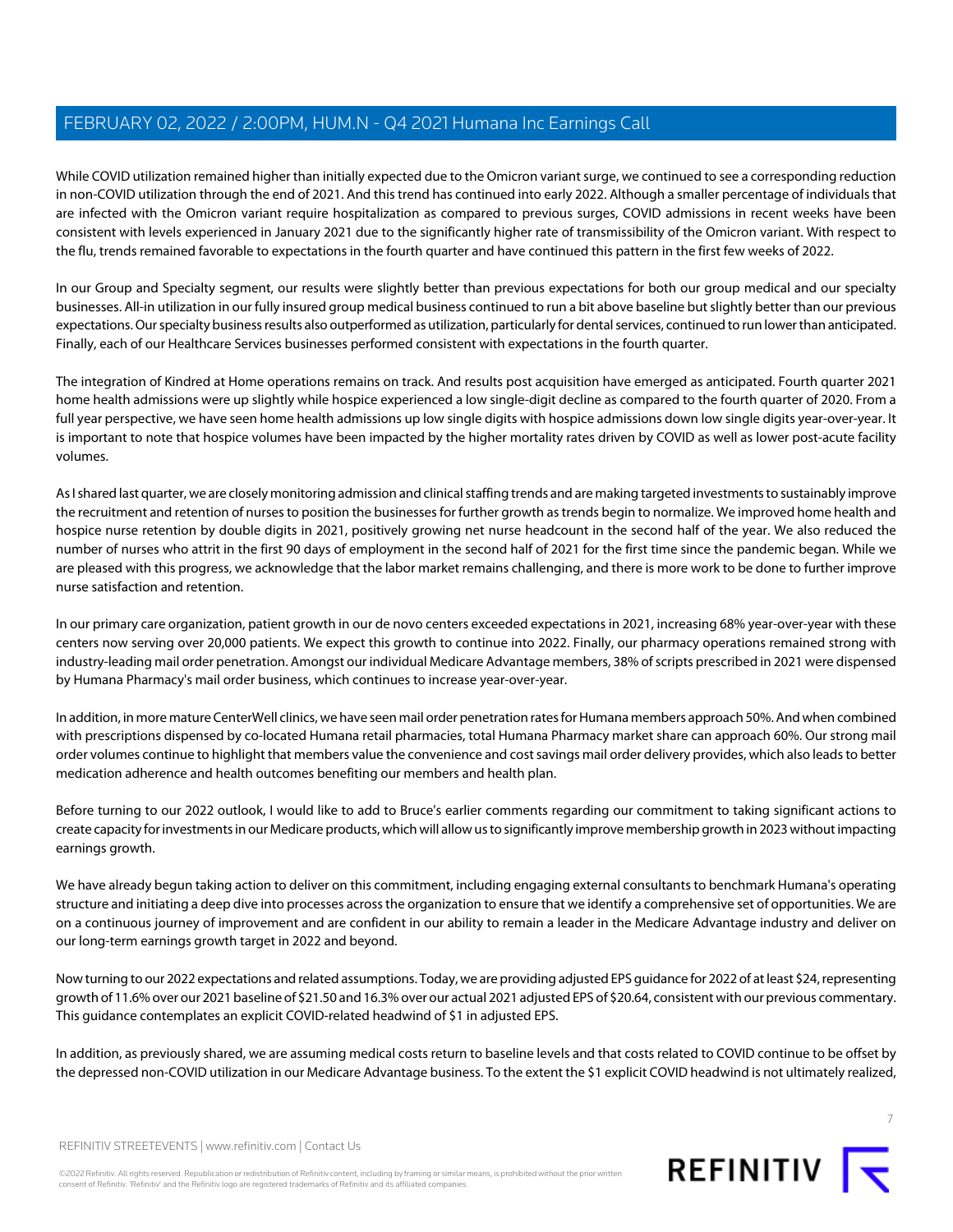While COVID utilization remained higher than initially expected due to the Omicron variant surge, we continued to see a corresponding reduction in non-COVID utilization through the end of 2021. And this trend has continued into early 2022. Although a smaller percentage of individuals that are infected with the Omicron variant require hospitalization as compared to previous surges, COVID admissions in recent weeks have been consistent with levels experienced in January 2021 due to the significantly higher rate of transmissibility of the Omicron variant. With respect to the flu, trends remained favorable to expectations in the fourth quarter and have continued this pattern in the first few weeks of 2022.

In our Group and Specialty segment, our results were slightly better than previous expectations for both our group medical and our specialty businesses. All-in utilization in our fully insured group medical business continued to run a bit above baseline but slightly better than our previous expectations. Our specialty business results also outperformed as utilization, particularly for dental services, continued to run lower than anticipated. Finally, each of our Healthcare Services businesses performed consistent with expectations in the fourth quarter.

The integration of Kindred at Home operations remains on track. And results post acquisition have emerged as anticipated. Fourth quarter 2021 home health admissions were up slightly while hospice experienced a low single-digit decline as compared to the fourth quarter of 2020. From a full year perspective, we have seen home health admissions up low single digits with hospice admissions down low single digits year-over-year. It is important to note that hospice volumes have been impacted by the higher mortality rates driven by COVID as well as lower post-acute facility volumes.

As I shared last quarter, we are closely monitoring admission and clinical staffing trends and are making targeted investments to sustainably improve the recruitment and retention of nurses to position the businesses for further growth as trends begin to normalize. We improved home health and hospice nurse retention by double digits in 2021, positively growing net nurse headcount in the second half of the year. We also reduced the number of nurses who attrit in the first 90 days of employment in the second half of 2021 for the first time since the pandemic began. While we are pleased with this progress, we acknowledge that the labor market remains challenging, and there is more work to be done to further improve nurse satisfaction and retention.

In our primary care organization, patient growth in our de novo centers exceeded expectations in 2021, increasing 68% year-over-year with these centers now serving over 20,000 patients. We expect this growth to continue into 2022. Finally, our pharmacy operations remained strong with industry-leading mail order penetration. Amongst our individual Medicare Advantage members, 38% of scripts prescribed in 2021 were dispensed by Humana Pharmacy's mail order business, which continues to increase year-over-year.

In addition, in more mature CenterWell clinics, we have seen mail order penetration rates for Humana members approach 50%. And when combined with prescriptions dispensed by co-located Humana retail pharmacies, total Humana Pharmacy market share can approach 60%. Our strong mail order volumes continue to highlight that members value the convenience and cost savings mail order delivery provides, which also leads to better medication adherence and health outcomes benefiting our members and health plan.

Before turning to our 2022 outlook, I would like to add to Bruce's earlier comments regarding our commitment to taking significant actions to create capacity for investments in our Medicare products, which will allow us to significantly improve membership growth in 2023 without impacting earnings growth.

We have already begun taking action to deliver on this commitment, including engaging external consultants to benchmark Humana's operating structure and initiating a deep dive into processes across the organization to ensure that we identify a comprehensive set of opportunities. We are on a continuous journey of improvement and are confident in our ability to remain a leader in the Medicare Advantage industry and deliver on our long-term earnings growth target in 2022 and beyond.

Now turning to our 2022 expectations and related assumptions. Today, we are providing adjusted EPS guidance for 2022 of at least $24, representing growth of 11.6% over our 2021 baseline of $21.50 and 16.3% over our actual 2021 adjusted EPS of $20.64, consistent with our previous commentary. This guidance contemplates an explicit COVID-related headwind of $1 in adjusted EPS.

In addition, as previously shared, we are assuming medical costs return to baseline levels and that costs related to COVID continue to be offset by the depressed non-COVID utilization in our Medicare Advantage business. To the extent the $1 explicit COVID headwind is not ultimately realized,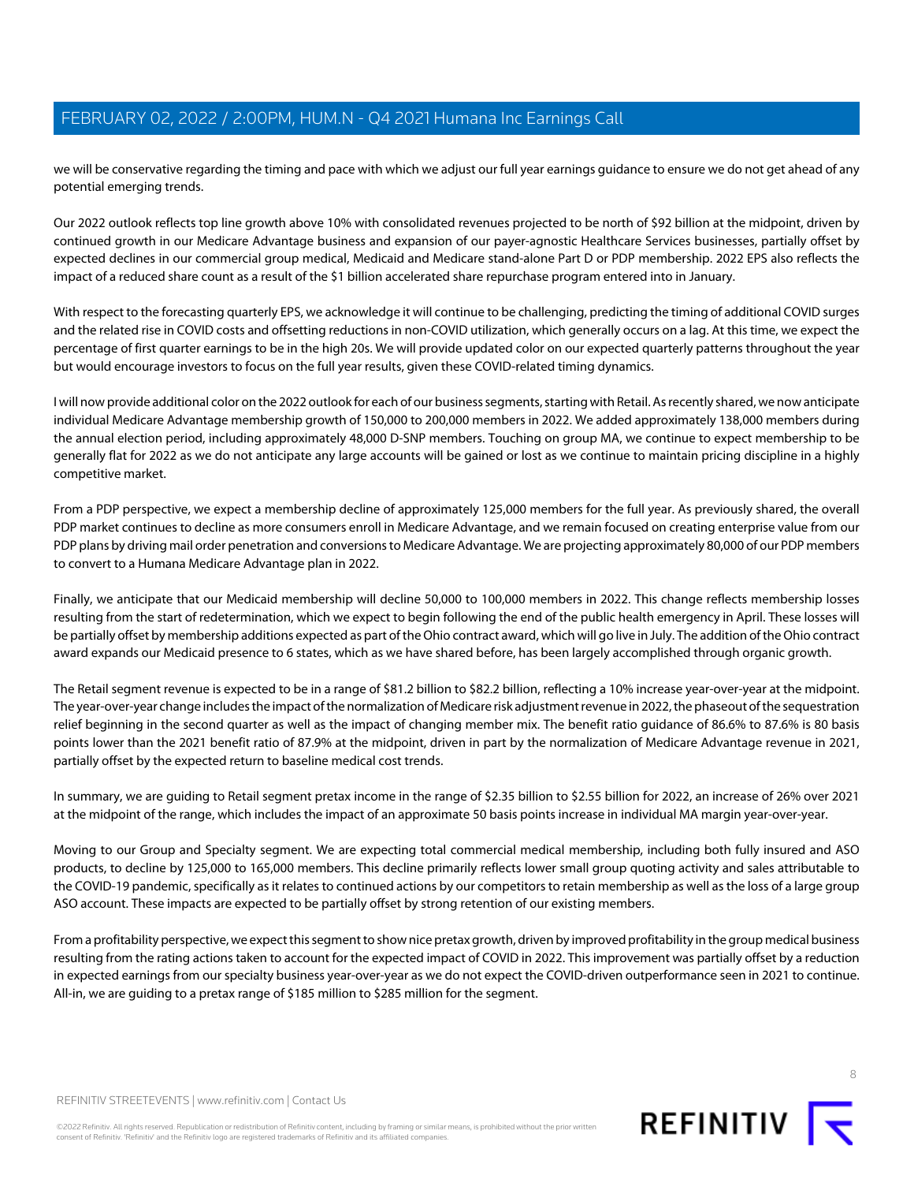we will be conservative regarding the timing and pace with which we adjust our full year earnings guidance to ensure we do not get ahead of any potential emerging trends.

Our 2022 outlook reflects top line growth above 10% with consolidated revenues projected to be north of $92 billion at the midpoint, driven by continued growth in our Medicare Advantage business and expansion of our payer-agnostic Healthcare Services businesses, partially offset by expected declines in our commercial group medical, Medicaid and Medicare stand-alone Part D or PDP membership. 2022 EPS also reflects the impact of a reduced share count as a result of the $1 billion accelerated share repurchase program entered into in January.

With respect to the forecasting quarterly EPS, we acknowledge it will continue to be challenging, predicting the timing of additional COVID surges and the related rise in COVID costs and offsetting reductions in non-COVID utilization, which generally occurs on a lag. At this time, we expect the percentage of first quarter earnings to be in the high 20s. We will provide updated color on our expected quarterly patterns throughout the year but would encourage investors to focus on the full year results, given these COVID-related timing dynamics.

I will now provide additional color on the 2022 outlook for each of our business segments, starting with Retail. As recently shared, we now anticipate individual Medicare Advantage membership growth of 150,000 to 200,000 members in 2022. We added approximately 138,000 members during the annual election period, including approximately 48,000 D-SNP members. Touching on group MA, we continue to expect membership to be generally flat for 2022 as we do not anticipate any large accounts will be gained or lost as we continue to maintain pricing discipline in a highly competitive market.

From a PDP perspective, we expect a membership decline of approximately 125,000 members for the full year. As previously shared, the overall PDP market continues to decline as more consumers enroll in Medicare Advantage, and we remain focused on creating enterprise value from our PDP plans by driving mail order penetration and conversions to Medicare Advantage. We are projecting approximately 80,000 of our PDP members to convert to a Humana Medicare Advantage plan in 2022.

Finally, we anticipate that our Medicaid membership will decline 50,000 to 100,000 members in 2022. This change reflects membership losses resulting from the start of redetermination, which we expect to begin following the end of the public health emergency in April. These losses will be partially offset by membership additions expected as part of the Ohio contract award, which will go live in July. The addition of the Ohio contract award expands our Medicaid presence to 6 states, which as we have shared before, has been largely accomplished through organic growth.

The Retail segment revenue is expected to be in a range of $81.2 billion to $82.2 billion, reflecting a 10% increase year-over-year at the midpoint. The year-over-year change includes the impact of the normalization of Medicare risk adjustment revenue in 2022, the phaseout of the sequestration relief beginning in the second quarter as well as the impact of changing member mix. The benefit ratio guidance of 86.6% to 87.6% is 80 basis points lower than the 2021 benefit ratio of 87.9% at the midpoint, driven in part by the normalization of Medicare Advantage revenue in 2021, partially offset by the expected return to baseline medical cost trends.

In summary, we are guiding to Retail segment pretax income in the range of $2.35 billion to $2.55 billion for 2022, an increase of 26% over 2021 at the midpoint of the range, which includes the impact of an approximate 50 basis points increase in individual MA margin year-over-year.

Moving to our Group and Specialty segment. We are expecting total commercial medical membership, including both fully insured and ASO products, to decline by 125,000 to 165,000 members. This decline primarily reflects lower small group quoting activity and sales attributable to the COVID-19 pandemic, specifically as it relates to continued actions by our competitors to retain membership as well as the loss of a large group ASO account. These impacts are expected to be partially offset by strong retention of our existing members.

From a profitability perspective, we expect this segment to show nice pretax growth, driven by improved profitability in the group medical business resulting from the rating actions taken to account for the expected impact of COVID in 2022. This improvement was partially offset by a reduction in expected earnings from our specialty business year-over-year as we do not expect the COVID-driven outperformance seen in 2021 to continue. All-in, we are guiding to a pretax range of $185 million to $285 million for the segment.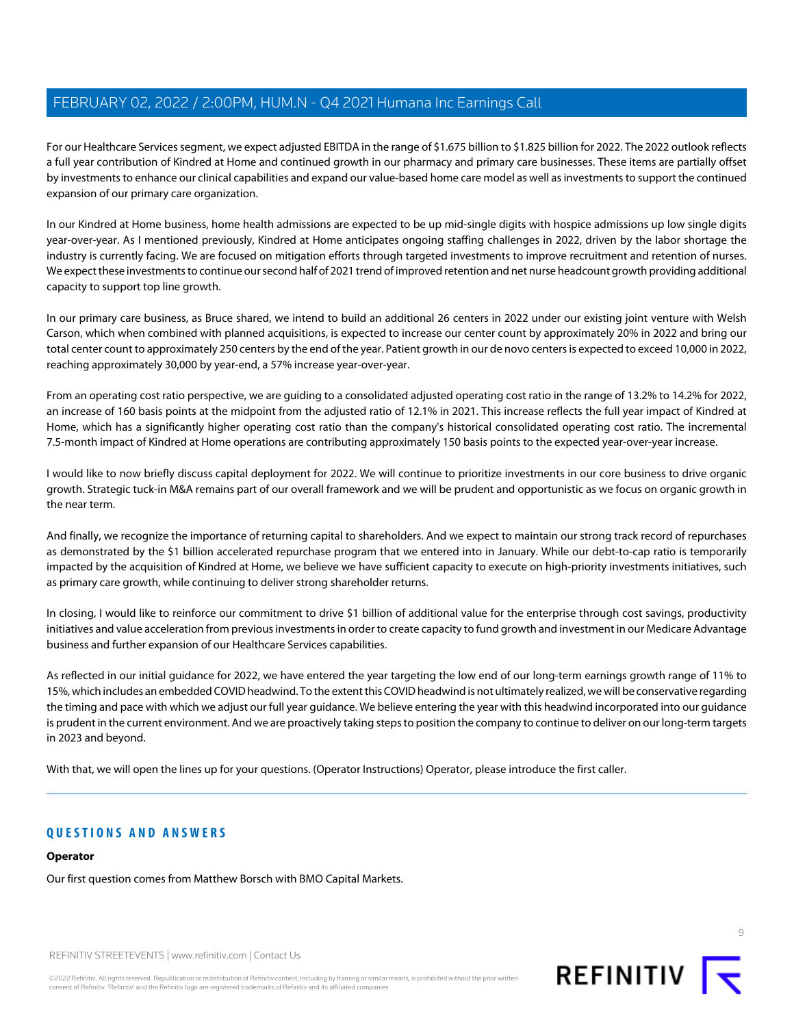For our Healthcare Services segment, we expect adjusted EBITDA in the range of $1.675 billion to $1.825 billion for 2022. The 2022 outlook reflects a full year contribution of Kindred at Home and continued growth in our pharmacy and primary care businesses. These items are partially offset by investments to enhance our clinical capabilities and expand our value-based home care model as well as investments to support the continued expansion of our primary care organization.

In our Kindred at Home business, home health admissions are expected to be up mid-single digits with hospice admissions up low single digits year-over-year. As I mentioned previously, Kindred at Home anticipates ongoing staffing challenges in 2022, driven by the labor shortage the industry is currently facing. We are focused on mitigation efforts through targeted investments to improve recruitment and retention of nurses. We expect these investments to continue our second half of 2021 trend of improved retention and net nurse headcount growth providing additional capacity to support top line growth.

In our primary care business, as Bruce shared, we intend to build an additional 26 centers in 2022 under our existing joint venture with Welsh Carson, which when combined with planned acquisitions, is expected to increase our center count by approximately 20% in 2022 and bring our total center count to approximately 250 centers by the end of the year. Patient growth in our de novo centers is expected to exceed 10,000 in 2022, reaching approximately 30,000 by year-end, a 57% increase year-over-year.

From an operating cost ratio perspective, we are guiding to a consolidated adjusted operating cost ratio in the range of 13.2% to 14.2% for 2022, an increase of 160 basis points at the midpoint from the adjusted ratio of 12.1% in 2021. This increase reflects the full year impact of Kindred at Home, which has a significantly higher operating cost ratio than the company's historical consolidated operating cost ratio. The incremental 7.5-month impact of Kindred at Home operations are contributing approximately 150 basis points to the expected year-over-year increase.

I would like to now briefly discuss capital deployment for 2022. We will continue to prioritize investments in our core business to drive organic growth. Strategic tuck-in M&A remains part of our overall framework and we will be prudent and opportunistic as we focus on organic growth in the near term.

And finally, we recognize the importance of returning capital to shareholders. And we expect to maintain our strong track record of repurchases as demonstrated by the $1 billion accelerated repurchase program that we entered into in January. While our debt-to-cap ratio is temporarily impacted by the acquisition of Kindred at Home, we believe we have sufficient capacity to execute on high-priority investments initiatives, such as primary care growth, while continuing to deliver strong shareholder returns.

In closing, I would like to reinforce our commitment to drive $1 billion of additional value for the enterprise through cost savings, productivity initiatives and value acceleration from previous investments in order to create capacity to fund growth and investment in our Medicare Advantage business and further expansion of our Healthcare Services capabilities.

As reflected in our initial guidance for 2022, we have entered the year targeting the low end of our long-term earnings growth range of 11% to 15%, which includes an embedded COVID headwind. To the extent this COVID headwind is not ultimately realized, we will be conservative regarding the timing and pace with which we adjust our full year guidance. We believe entering the year with this headwind incorporated into our guidance is prudent in the current environment. And we are proactively taking steps to position the company to continue to deliver on our long-term targets in 2023 and beyond.

With that, we will open the lines up for your questions. (Operator Instructions) Operator, please introduce the first caller.

## QUESTIONS AND ANSWERS

**Operator**

Our first question comes from Matthew Borsch with BMO Capital Markets.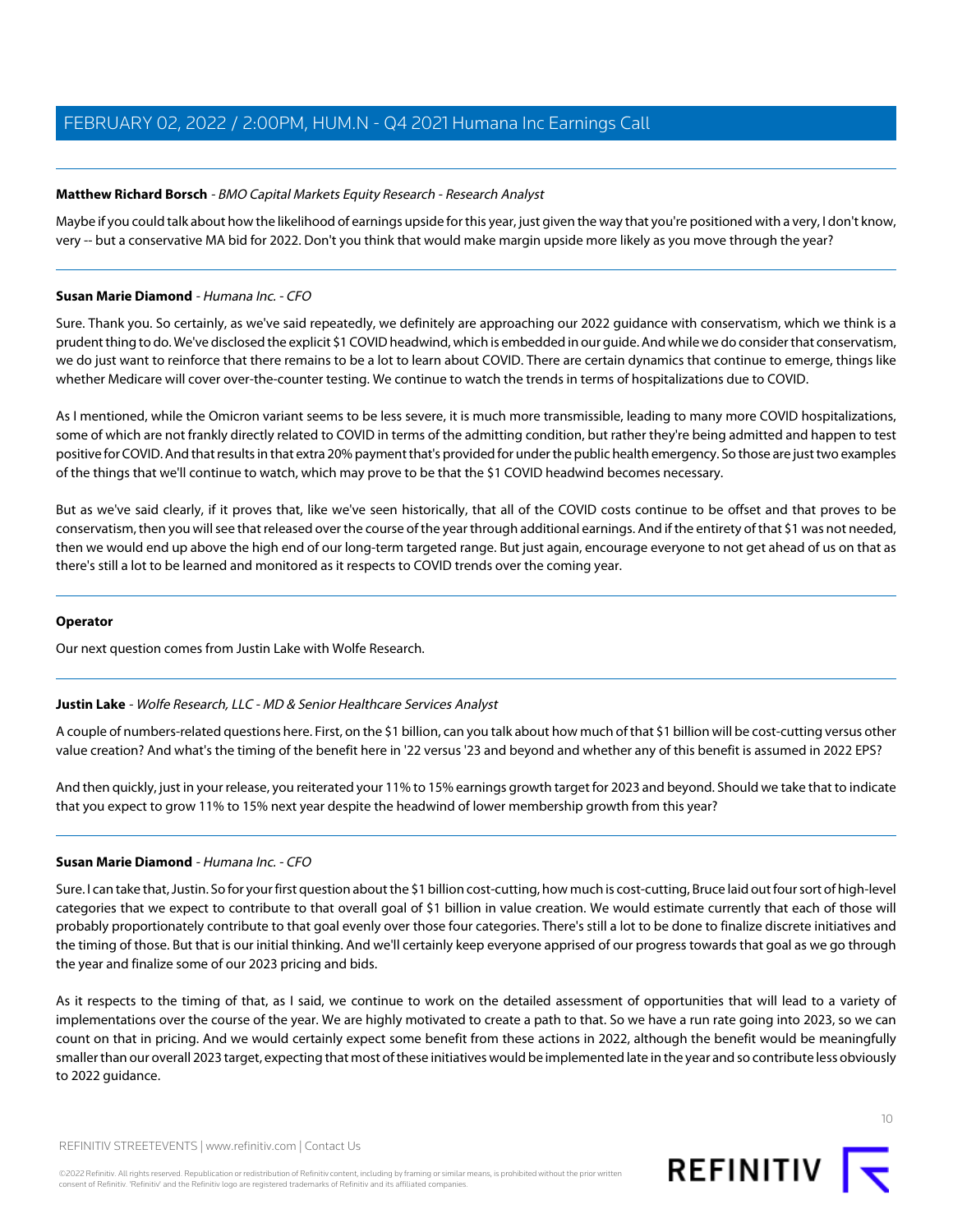**Matthew Richard Borsch** - *BMO Capital Markets Equity Research - Research Analyst*

Maybe if you could talk about how the likelihood of earnings upside for this year, just given the way that you're positioned with a very, I don't know, very -- but a conservative MA bid for 2022. Don't you think that would make margin upside more likely as you move through the year?

---

**Susan Marie Diamond** - *Humana Inc. - CFO*

Sure. Thank you. So certainly, as we've said repeatedly, we definitely are approaching our 2022 guidance with conservatism, which we think is a prudent thing to do. We've disclosed the explicit $1 COVID headwind, which is embedded in our guide. And while we do consider that conservatism, we do just want to reinforce that there remains to be a lot to learn about COVID. There are certain dynamics that continue to emerge, things like whether Medicare will cover over-the-counter testing. We continue to watch the trends in terms of hospitalizations due to COVID.

As I mentioned, while the Omicron variant seems to be less severe, it is much more transmissible, leading to many more COVID hospitalizations, some of which are not frankly directly related to COVID in terms of the admitting condition, but rather they're being admitted and happen to test positive for COVID. And that results in that extra 20% payment that's provided for under the public health emergency. So those are just two examples of the things that we'll continue to watch, which may prove to be that the $1 COVID headwind becomes necessary.

But as we've said clearly, if it proves that, like we've seen historically, that all of the COVID costs continue to be offset and that proves to be conservatism, then you will see that released over the course of the year through additional earnings. And if the entirety of that $1 was not needed, then we would end up above the high end of our long-term targeted range. But just again, encourage everyone to not get ahead of us on that as there's still a lot to be learned and monitored as it respects to COVID trends over the coming year.

---

**Operator**

Our next question comes from Justin Lake with Wolfe Research.

---

**Justin Lake** - *Wolfe Research, LLC - MD & Senior Healthcare Services Analyst*

A couple of numbers-related questions here. First, on the $1 billion, can you talk about how much of that $1 billion will be cost-cutting versus other value creation? And what's the timing of the benefit here in '22 versus '23 and beyond and whether any of this benefit is assumed in 2022 EPS?

And then quickly, just in your release, you reiterated your 11% to 15% earnings growth target for 2023 and beyond. Should we take that to indicate that you expect to grow 11% to 15% next year despite the headwind of lower membership growth from this year?

---

**Susan Marie Diamond** - *Humana Inc. - CFO*

Sure. I can take that, Justin. So for your first question about the $1 billion cost-cutting, how much is cost-cutting, Bruce laid out four sort of high-level categories that we expect to contribute to that overall goal of $1 billion in value creation. We would estimate currently that each of those will probably proportionately contribute to that goal evenly over those four categories. There's still a lot to be done to finalize discrete initiatives and the timing of those. But that is our initial thinking. And we'll certainly keep everyone apprised of our progress towards that goal as we go through the year and finalize some of our 2023 pricing and bids.

As it respects to the timing of that, as I said, we continue to work on the detailed assessment of opportunities that will lead to a variety of implementations over the course of the year. We are highly motivated to create a path to that. So we have a run rate going into 2023, so we can count on that in pricing. And we would certainly expect some benefit from these actions in 2022, although the benefit would be meaningfully smaller than our overall 2023 target, expecting that most of these initiatives would be implemented late in the year and so contribute less obviously to 2022 guidance.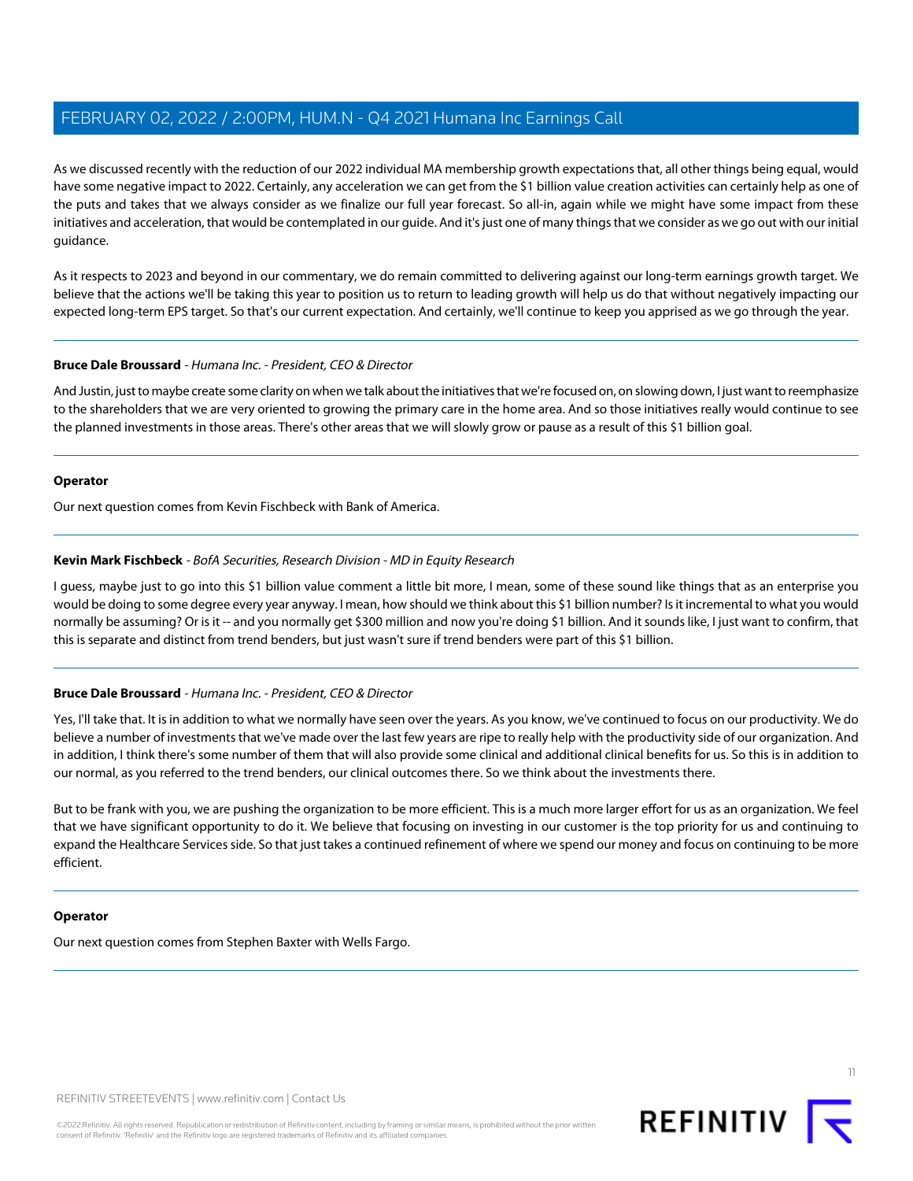As we discussed recently with the reduction of our 2022 individual MA membership growth expectations that, all other things being equal, would have some negative impact to 2022. Certainly, any acceleration we can get from the $1 billion value creation activities can certainly help as one of the puts and takes that we always consider as we finalize our full year forecast. So all-in, again while we might have some impact from these initiatives and acceleration, that would be contemplated in our guide. And it's just one of many things that we consider as we go out with our initial guidance.

As it respects to 2023 and beyond in our commentary, we do remain committed to delivering against our long-term earnings growth target. We believe that the actions we'll be taking this year to position us to return to leading growth will help us do that without negatively impacting our expected long-term EPS target. So that's our current expectation. And certainly, we'll continue to keep you apprised as we go through the year.

---

**Bruce Dale Broussard** - *Humana Inc. - President, CEO & Director*

And Justin, just to maybe create some clarity on when we talk about the initiatives that we're focused on, on slowing down, I just want to reemphasize to the shareholders that we are very oriented to growing the primary care in the home area. And so those initiatives really would continue to see the planned investments in those areas. There's other areas that we will slowly grow or pause as a result of this $1 billion goal.

---

**Operator**

Our next question comes from Kevin Fischbeck with Bank of America.

---

**Kevin Mark Fischbeck** - *BofA Securities, Research Division - MD in Equity Research*

I guess, maybe just to go into this $1 billion value comment a little bit more, I mean, some of these sound like things that as an enterprise you would be doing to some degree every year anyway. I mean, how should we think about this $1 billion number? Is it incremental to what you would normally be assuming? Or is it -- and you normally get $300 million and now you're doing $1 billion. And it sounds like, I just want to confirm, that this is separate and distinct from trend benders, but just wasn't sure if trend benders were part of this $1 billion.

---

**Bruce Dale Broussard** - *Humana Inc. - President, CEO & Director*

Yes, I'll take that. It is in addition to what we normally have seen over the years. As you know, we've continued to focus on our productivity. We do believe a number of investments that we've made over the last few years are ripe to really help with the productivity side of our organization. And in addition, I think there's some number of them that will also provide some clinical and additional clinical benefits for us. So this is in addition to our normal, as you referred to the trend benders, our clinical outcomes there. So we think about the investments there.

But to be frank with you, we are pushing the organization to be more efficient. This is a much more larger effort for us as an organization. We feel that we have significant opportunity to do it. We believe that focusing on investing in our customer is the top priority for us and continuing to expand the Healthcare Services side. So that just takes a continued refinement of where we spend our money and focus on continuing to be more efficient.

---

**Operator**

Our next question comes from Stephen Baxter with Wells Fargo.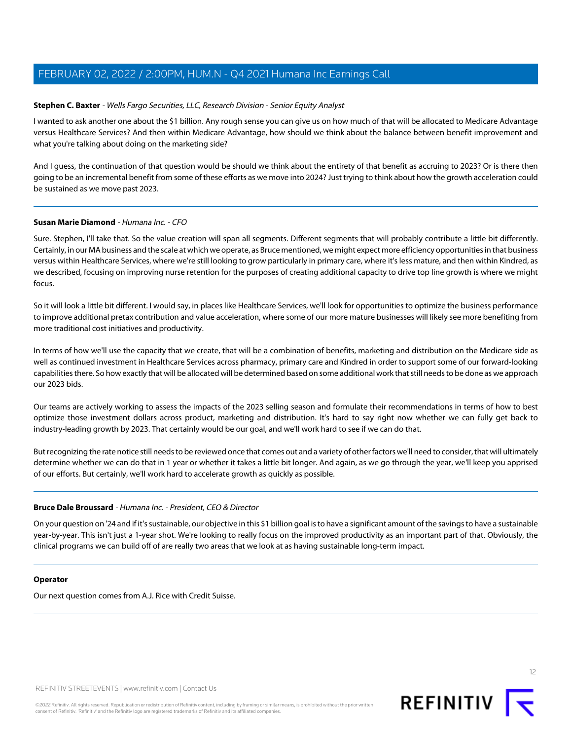**Stephen C. Baxter** - *Wells Fargo Securities, LLC, Research Division - Senior Equity Analyst*

I wanted to ask another one about the $1 billion. Any rough sense you can give us on how much of that will be allocated to Medicare Advantage versus Healthcare Services? And then within Medicare Advantage, how should we think about the balance between benefit improvement and what you're talking about doing on the marketing side?

And I guess, the continuation of that question would be should we think about the entirety of that benefit as accruing to 2023? Or is there then going to be an incremental benefit from some of these efforts as we move into 2024? Just trying to think about how the growth acceleration could be sustained as we move past 2023.

---

**Susan Marie Diamond** - *Humana Inc. - CFO*

Sure. Stephen, I'll take that. So the value creation will span all segments. Different segments that will probably contribute a little bit differently. Certainly, in our MA business and the scale at which we operate, as Bruce mentioned, we might expect more efficiency opportunities in that business versus within Healthcare Services, where we're still looking to grow particularly in primary care, where it's less mature, and then within Kindred, as we described, focusing on improving nurse retention for the purposes of creating additional capacity to drive top line growth is where we might focus.

So it will look a little bit different. I would say, in places like Healthcare Services, we'll look for opportunities to optimize the business performance to improve additional pretax contribution and value acceleration, where some of our more mature businesses will likely see more benefiting from more traditional cost initiatives and productivity.

In terms of how we'll use the capacity that we create, that will be a combination of benefits, marketing and distribution on the Medicare side as well as continued investment in Healthcare Services across pharmacy, primary care and Kindred in order to support some of our forward-looking capabilities there. So how exactly that will be allocated will be determined based on some additional work that still needs to be done as we approach our 2023 bids.

Our teams are actively working to assess the impacts of the 2023 selling season and formulate their recommendations in terms of how to best optimize those investment dollars across product, marketing and distribution. It's hard to say right now whether we can fully get back to industry-leading growth by 2023. That certainly would be our goal, and we'll work hard to see if we can do that.

But recognizing the rate notice still needs to be reviewed once that comes out and a variety of other factors we'll need to consider, that will ultimately determine whether we can do that in 1 year or whether it takes a little bit longer. And again, as we go through the year, we'll keep you apprised of our efforts. But certainly, we'll work hard to accelerate growth as quickly as possible.

---

**Bruce Dale Broussard** - *Humana Inc. - President, CEO & Director*

On your question on '24 and if it's sustainable, our objective in this $1 billion goal is to have a significant amount of the savings to have a sustainable year-by-year. This isn't just a 1-year shot. We're looking to really focus on the improved productivity as an important part of that. Obviously, the clinical programs we can build off of are really two areas that we look at as having sustainable long-term impact.

---

**Operator**

Our next question comes from A.J. Rice with Credit Suisse.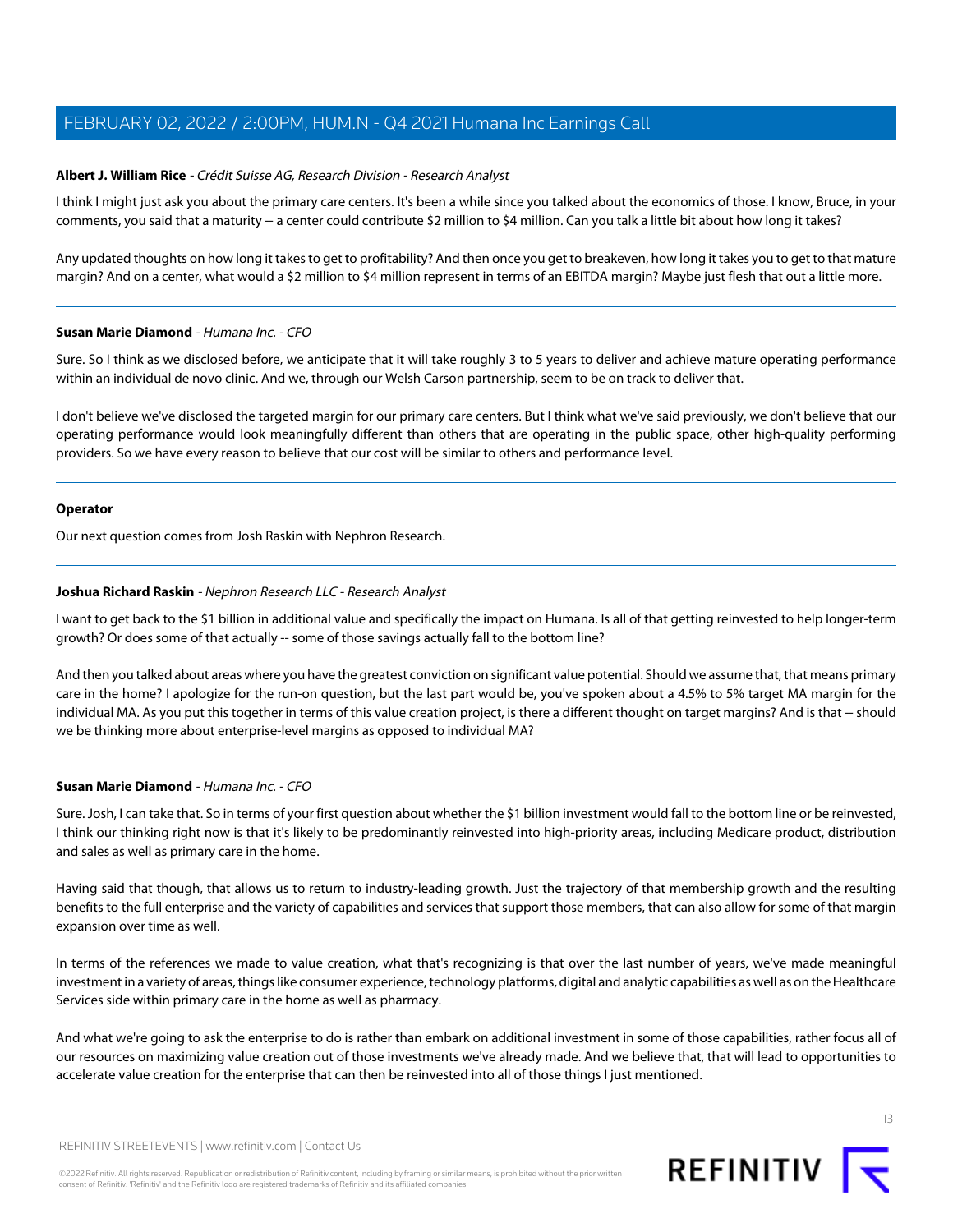**Albert J. William Rice** - *Crédit Suisse AG, Research Division - Research Analyst*

I think I might just ask you about the primary care centers. It's been a while since you talked about the economics of those. I know, Bruce, in your comments, you said that a maturity -- a center could contribute $2 million to $4 million. Can you talk a little bit about how long it takes?

Any updated thoughts on how long it takes to get to profitability? And then once you get to breakeven, how long it takes you to get to that mature margin? And on a center, what would a $2 million to $4 million represent in terms of an EBITDA margin? Maybe just flesh that out a little more.

---

**Susan Marie Diamond** - *Humana Inc. - CFO*

Sure. So I think as we disclosed before, we anticipate that it will take roughly 3 to 5 years to deliver and achieve mature operating performance within an individual de novo clinic. And we, through our Welsh Carson partnership, seem to be on track to deliver that.

I don't believe we've disclosed the targeted margin for our primary care centers. But I think what we've said previously, we don't believe that our operating performance would look meaningfully different than others that are operating in the public space, other high-quality performing providers. So we have every reason to believe that our cost will be similar to others and performance level.

---

**Operator**

Our next question comes from Josh Raskin with Nephron Research.

---

**Joshua Richard Raskin** - *Nephron Research LLC - Research Analyst*

I want to get back to the $1 billion in additional value and specifically the impact on Humana. Is all of that getting reinvested to help longer-term growth? Or does some of that actually -- some of those savings actually fall to the bottom line?

And then you talked about areas where you have the greatest conviction on significant value potential. Should we assume that, that means primary care in the home? I apologize for the run-on question, but the last part would be, you've spoken about a 4.5% to 5% target MA margin for the individual MA. As you put this together in terms of this value creation project, is there a different thought on target margins? And is that -- should we be thinking more about enterprise-level margins as opposed to individual MA?

---

**Susan Marie Diamond** - *Humana Inc. - CFO*

Sure. Josh, I can take that. So in terms of your first question about whether the $1 billion investment would fall to the bottom line or be reinvested, I think our thinking right now is that it's likely to be predominantly reinvested into high-priority areas, including Medicare product, distribution and sales as well as primary care in the home.

Having said that though, that allows us to return to industry-leading growth. Just the trajectory of that membership growth and the resulting benefits to the full enterprise and the variety of capabilities and services that support those members, that can also allow for some of that margin expansion over time as well.

In terms of the references we made to value creation, what that's recognizing is that over the last number of years, we've made meaningful investment in a variety of areas, things like consumer experience, technology platforms, digital and analytic capabilities as well as on the Healthcare Services side within primary care in the home as well as pharmacy.

And what we're going to ask the enterprise to do is rather than embark on additional investment in some of those capabilities, rather focus all of our resources on maximizing value creation out of those investments we've already made. And we believe that, that will lead to opportunities to accelerate value creation for the enterprise that can then be reinvested into all of those things I just mentioned.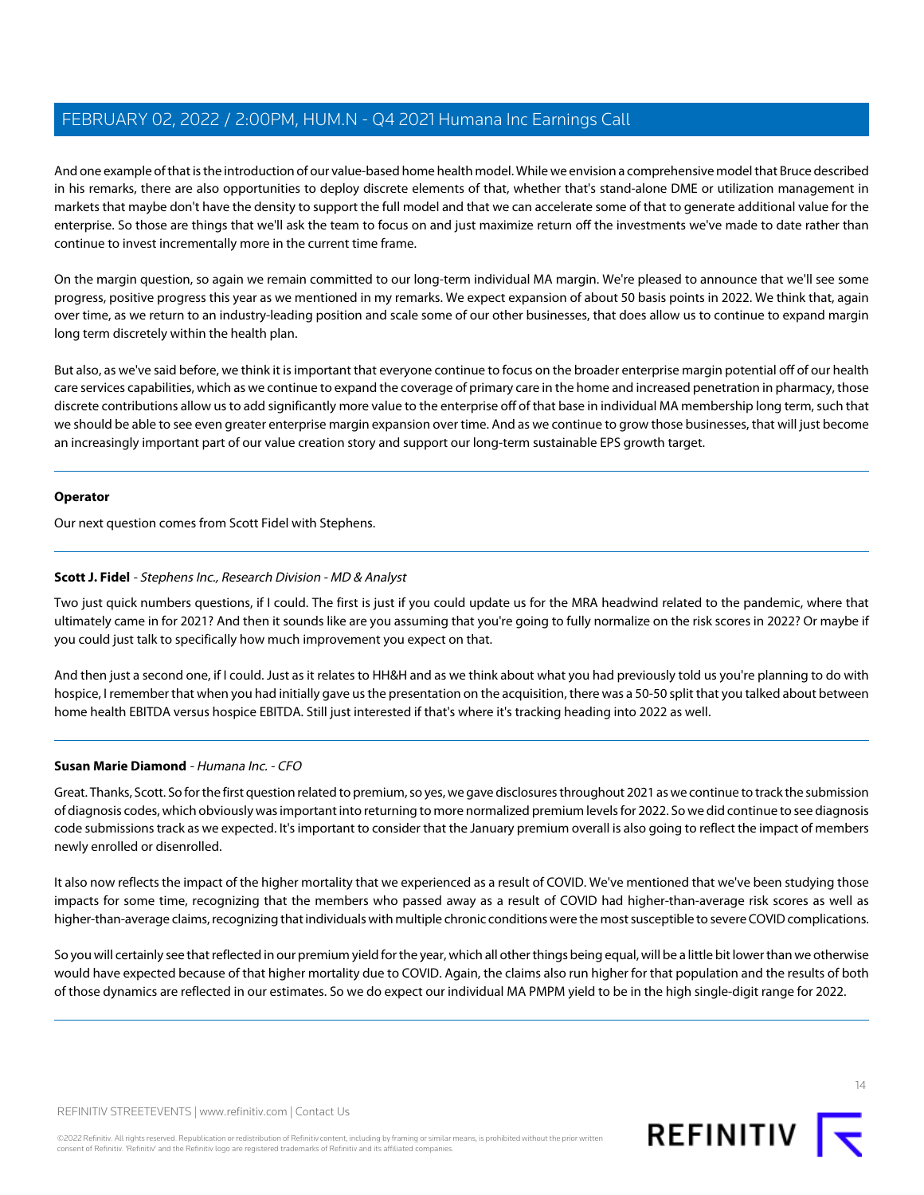And one example of that is the introduction of our value-based home health model. While we envision a comprehensive model that Bruce described in his remarks, there are also opportunities to deploy discrete elements of that, whether that's stand-alone DME or utilization management in markets that maybe don't have the density to support the full model and that we can accelerate some of that to generate additional value for the enterprise. So those are things that we'll ask the team to focus on and just maximize return off the investments we've made to date rather than continue to invest incrementally more in the current time frame.

On the margin question, so again we remain committed to our long-term individual MA margin. We're pleased to announce that we'll see some progress, positive progress this year as we mentioned in my remarks. We expect expansion of about 50 basis points in 2022. We think that, again over time, as we return to an industry-leading position and scale some of our other businesses, that does allow us to continue to expand margin long term discretely within the health plan.

But also, as we've said before, we think it is important that everyone continue to focus on the broader enterprise margin potential off of our health care services capabilities, which as we continue to expand the coverage of primary care in the home and increased penetration in pharmacy, those discrete contributions allow us to add significantly more value to the enterprise off of that base in individual MA membership long term, such that we should be able to see even greater enterprise margin expansion over time. And as we continue to grow those businesses, that will just become an increasingly important part of our value creation story and support our long-term sustainable EPS growth target.

---

**Operator**

Our next question comes from Scott Fidel with Stephens.

---

**Scott J. Fidel** - *Stephens Inc., Research Division - MD & Analyst*

Two just quick numbers questions, if I could. The first is just if you could update us for the MRA headwind related to the pandemic, where that ultimately came in for 2021? And then it sounds like are you assuming that you're going to fully normalize on the risk scores in 2022? Or maybe if you could just talk to specifically how much improvement you expect on that.

And then just a second one, if I could. Just as it relates to HH&H and as we think about what you had previously told us you're planning to do with hospice, I remember that when you had initially gave us the presentation on the acquisition, there was a 50-50 split that you talked about between home health EBITDA versus hospice EBITDA. Still just interested if that's where it's tracking heading into 2022 as well.

---

**Susan Marie Diamond** - *Humana Inc. - CFO*

Great. Thanks, Scott. So for the first question related to premium, so yes, we gave disclosures throughout 2021 as we continue to track the submission of diagnosis codes, which obviously was important into returning to more normalized premium levels for 2022. So we did continue to see diagnosis code submissions track as we expected. It's important to consider that the January premium overall is also going to reflect the impact of members newly enrolled or disenrolled.

It also now reflects the impact of the higher mortality that we experienced as a result of COVID. We've mentioned that we've been studying those impacts for some time, recognizing that the members who passed away as a result of COVID had higher-than-average risk scores as well as higher-than-average claims, recognizing that individuals with multiple chronic conditions were the most susceptible to severe COVID complications.

So you will certainly see that reflected in our premium yield for the year, which all other things being equal, will be a little bit lower than we otherwise would have expected because of that higher mortality due to COVID. Again, the claims also run higher for that population and the results of both of those dynamics are reflected in our estimates. So we do expect our individual MA PMPM yield to be in the high single-digit range for 2022.

---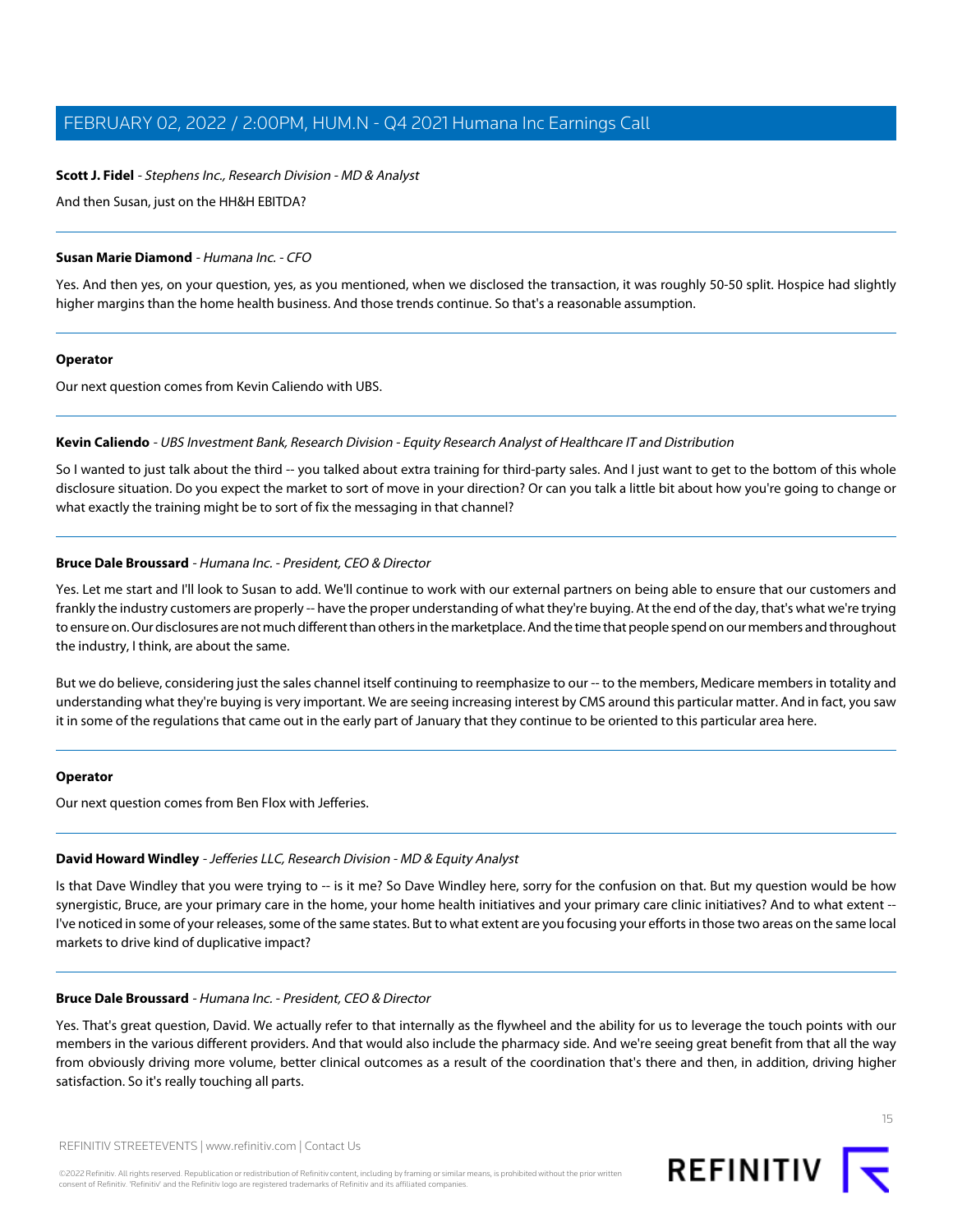**Scott J. Fidel** - *Stephens Inc., Research Division - MD & Analyst*

And then Susan, just on the HH&H EBITDA?

---

**Susan Marie Diamond** - *Humana Inc. - CFO*

Yes. And then yes, on your question, yes, as you mentioned, when we disclosed the transaction, it was roughly 50-50 split. Hospice had slightly higher margins than the home health business. And those trends continue. So that's a reasonable assumption.

---

**Operator**

Our next question comes from Kevin Caliendo with UBS.

---

**Kevin Caliendo** - *UBS Investment Bank, Research Division - Equity Research Analyst of Healthcare IT and Distribution*

So I wanted to just talk about the third -- you talked about extra training for third-party sales. And I just want to get to the bottom of this whole disclosure situation. Do you expect the market to sort of move in your direction? Or can you talk a little bit about how you're going to change or what exactly the training might be to sort of fix the messaging in that channel?

---

**Bruce Dale Broussard** - *Humana Inc. - President, CEO & Director*

Yes. Let me start and I'll look to Susan to add. We'll continue to work with our external partners on being able to ensure that our customers and frankly the industry customers are properly -- have the proper understanding of what they're buying. At the end of the day, that's what we're trying to ensure on. Our disclosures are not much different than others in the marketplace. And the time that people spend on our members and throughout the industry, I think, are about the same.

But we do believe, considering just the sales channel itself continuing to reemphasize to our -- to the members, Medicare members in totality and understanding what they're buying is very important. We are seeing increasing interest by CMS around this particular matter. And in fact, you saw it in some of the regulations that came out in the early part of January that they continue to be oriented to this particular area here.

---

**Operator**

Our next question comes from Ben Flox with Jefferies.

---

**David Howard Windley** - *Jefferies LLC, Research Division - MD & Equity Analyst*

Is that Dave Windley that you were trying to -- is it me? So Dave Windley here, sorry for the confusion on that. But my question would be how synergistic, Bruce, are your primary care in the home, your home health initiatives and your primary care clinic initiatives? And to what extent -- I've noticed in some of your releases, some of the same states. But to what extent are you focusing your efforts in those two areas on the same local markets to drive kind of duplicative impact?

---

**Bruce Dale Broussard** - *Humana Inc. - President, CEO & Director*

Yes. That's great question, David. We actually refer to that internally as the flywheel and the ability for us to leverage the touch points with our members in the various different providers. And that would also include the pharmacy side. And we're seeing great benefit from that all the way from obviously driving more volume, better clinical outcomes as a result of the coordination that's there and then, in addition, driving higher satisfaction. So it's really touching all parts.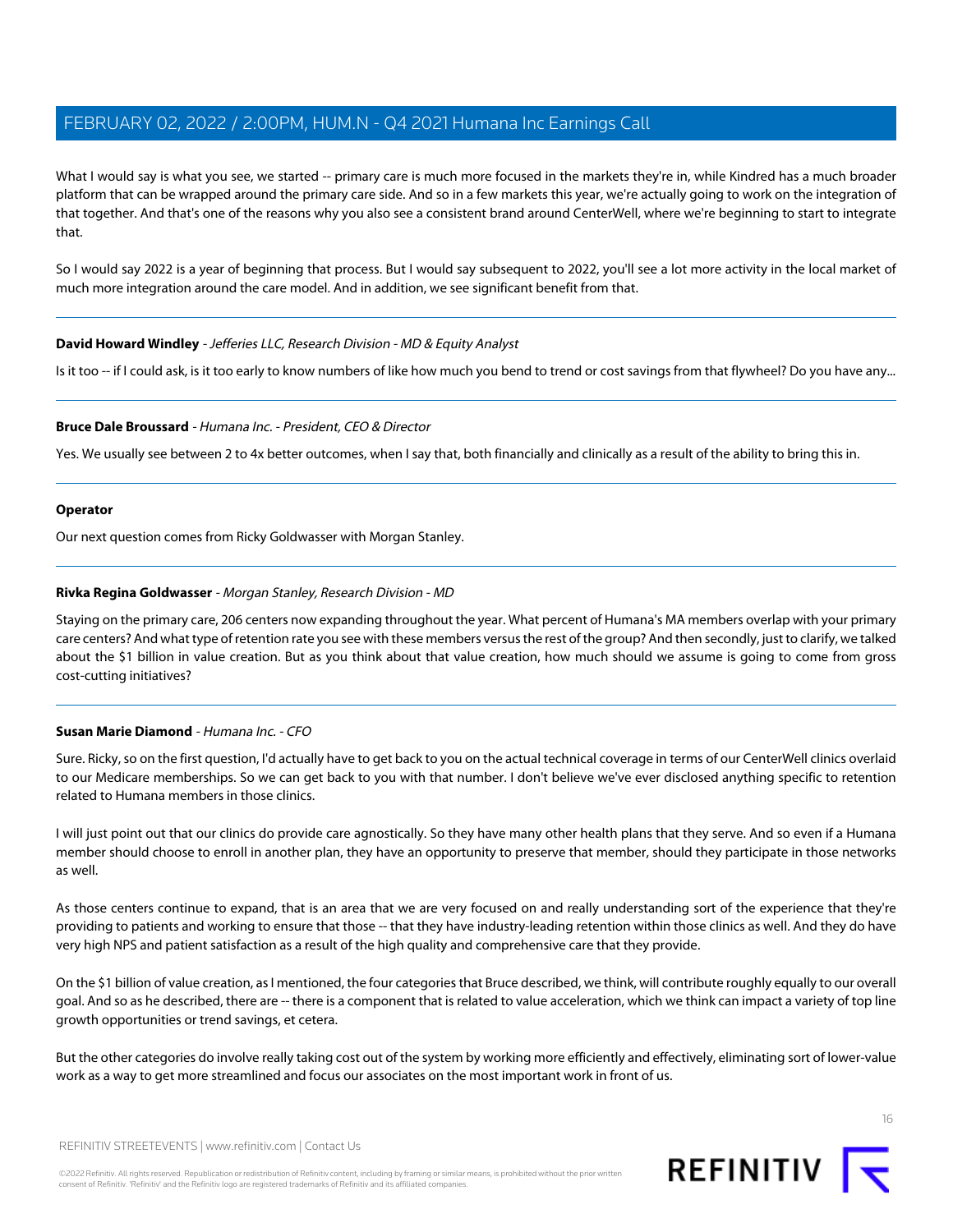What I would say is what you see, we started -- primary care is much more focused in the markets they're in, while Kindred has a much broader platform that can be wrapped around the primary care side. And so in a few markets this year, we're actually going to work on the integration of that together. And that's one of the reasons why you also see a consistent brand around CenterWell, where we're beginning to start to integrate that.

So I would say 2022 is a year of beginning that process. But I would say subsequent to 2022, you'll see a lot more activity in the local market of much more integration around the care model. And in addition, we see significant benefit from that.

---

**David Howard Windley** *- Jefferies LLC, Research Division - MD & Equity Analyst*

Is it too -- if I could ask, is it too early to know numbers of like how much you bend to trend or cost savings from that flywheel? Do you have any...

---

**Bruce Dale Broussard** *- Humana Inc. - President, CEO & Director*

Yes. We usually see between 2 to 4x better outcomes, when I say that, both financially and clinically as a result of the ability to bring this in.

---

**Operator**

Our next question comes from Ricky Goldwasser with Morgan Stanley.

---

**Rivka Regina Goldwasser** *- Morgan Stanley, Research Division - MD*

Staying on the primary care, 206 centers now expanding throughout the year. What percent of Humana's MA members overlap with your primary care centers? And what type of retention rate you see with these members versus the rest of the group? And then secondly, just to clarify, we talked about the $1 billion in value creation. But as you think about that value creation, how much should we assume is going to come from gross cost-cutting initiatives?

---

**Susan Marie Diamond** *- Humana Inc. - CFO*

Sure. Ricky, so on the first question, I'd actually have to get back to you on the actual technical coverage in terms of our CenterWell clinics overlaid to our Medicare memberships. So we can get back to you with that number. I don't believe we've ever disclosed anything specific to retention related to Humana members in those clinics.

I will just point out that our clinics do provide care agnostically. So they have many other health plans that they serve. And so even if a Humana member should choose to enroll in another plan, they have an opportunity to preserve that member, should they participate in those networks as well.

As those centers continue to expand, that is an area that we are very focused on and really understanding sort of the experience that they're providing to patients and working to ensure that those -- that they have industry-leading retention within those clinics as well. And they do have very high NPS and patient satisfaction as a result of the high quality and comprehensive care that they provide.

On the $1 billion of value creation, as I mentioned, the four categories that Bruce described, we think, will contribute roughly equally to our overall goal. And so as he described, there are -- there is a component that is related to value acceleration, which we think can impact a variety of top line growth opportunities or trend savings, et cetera.

But the other categories do involve really taking cost out of the system by working more efficiently and effectively, eliminating sort of lower-value work as a way to get more streamlined and focus our associates on the most important work in front of us.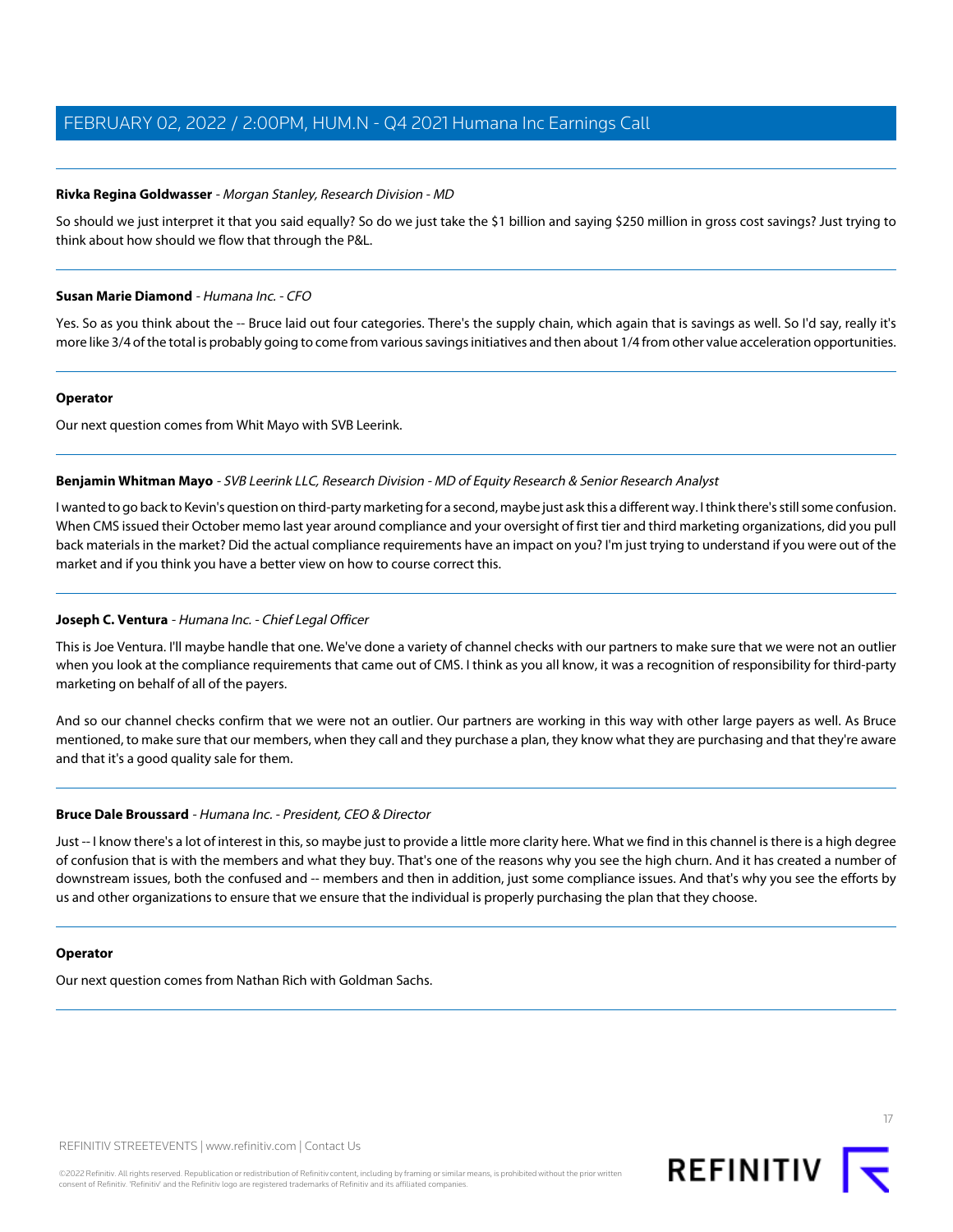**Rivka Regina Goldwasser** - *Morgan Stanley, Research Division - MD*

So should we just interpret it that you said equally? So do we just take the $1 billion and saying $250 million in gross cost savings? Just trying to think about how should we flow that through the P&L.

---

**Susan Marie Diamond** - *Humana Inc. - CFO*

Yes. So as you think about the -- Bruce laid out four categories. There's the supply chain, which again that is savings as well. So I'd say, really it's more like 3/4 of the total is probably going to come from various savings initiatives and then about 1/4 from other value acceleration opportunities.

---

**Operator**

Our next question comes from Whit Mayo with SVB Leerink.

---

**Benjamin Whitman Mayo** - *SVB Leerink LLC, Research Division - MD of Equity Research & Senior Research Analyst*

I wanted to go back to Kevin's question on third-party marketing for a second, maybe just ask this a different way. I think there's still some confusion. When CMS issued their October memo last year around compliance and your oversight of first tier and third marketing organizations, did you pull back materials in the market? Did the actual compliance requirements have an impact on you? I'm just trying to understand if you were out of the market and if you think you have a better view on how to course correct this.

---

**Joseph C. Ventura** - *Humana Inc. - Chief Legal Officer*

This is Joe Ventura. I'll maybe handle that one. We've done a variety of channel checks with our partners to make sure that we were not an outlier when you look at the compliance requirements that came out of CMS. I think as you all know, it was a recognition of responsibility for third-party marketing on behalf of all of the payers.

And so our channel checks confirm that we were not an outlier. Our partners are working in this way with other large payers as well. As Bruce mentioned, to make sure that our members, when they call and they purchase a plan, they know what they are purchasing and that they're aware and that it's a good quality sale for them.

---

**Bruce Dale Broussard** - *Humana Inc. - President, CEO & Director*

Just -- I know there's a lot of interest in this, so maybe just to provide a little more clarity here. What we find in this channel is there is a high degree of confusion that is with the members and what they buy. That's one of the reasons why you see the high churn. And it has created a number of downstream issues, both the confused and -- members and then in addition, just some compliance issues. And that's why you see the efforts by us and other organizations to ensure that we ensure that the individual is properly purchasing the plan that they choose.

---

**Operator**

Our next question comes from Nathan Rich with Goldman Sachs.

---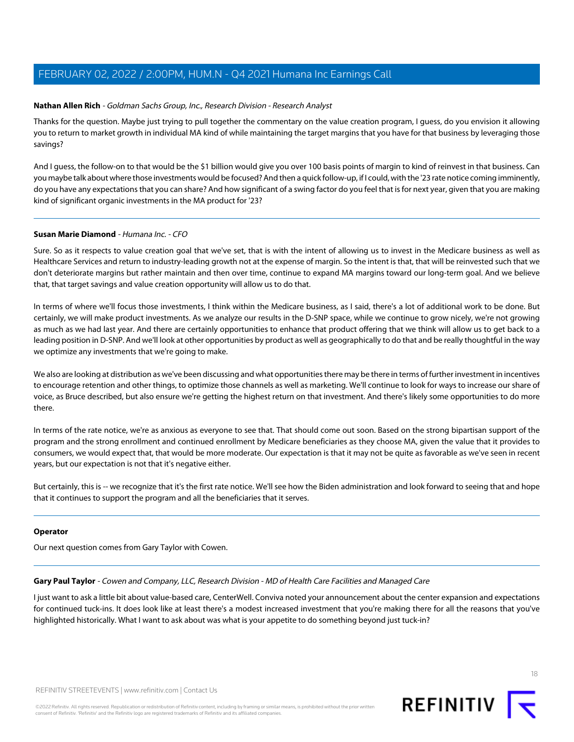**Nathan Allen Rich** - *Goldman Sachs Group, Inc., Research Division - Research Analyst*

Thanks for the question. Maybe just trying to pull together the commentary on the value creation program, I guess, do you envision it allowing you to return to market growth in individual MA kind of while maintaining the target margins that you have for that business by leveraging those savings?

And I guess, the follow-on to that would be the $1 billion would give you over 100 basis points of margin to kind of reinvest in that business. Can you maybe talk about where those investments would be focused? And then a quick follow-up, if I could, with the '23 rate notice coming imminently, do you have any expectations that you can share? And how significant of a swing factor do you feel that is for next year, given that you are making kind of significant organic investments in the MA product for '23?

---

**Susan Marie Diamond** - *Humana Inc. - CFO*

Sure. So as it respects to value creation goal that we've set, that is with the intent of allowing us to invest in the Medicare business as well as Healthcare Services and return to industry-leading growth not at the expense of margin. So the intent is that, that will be reinvested such that we don't deteriorate margins but rather maintain and then over time, continue to expand MA margins toward our long-term goal. And we believe that, that target savings and value creation opportunity will allow us to do that.

In terms of where we'll focus those investments, I think within the Medicare business, as I said, there's a lot of additional work to be done. But certainly, we will make product investments. As we analyze our results in the D-SNP space, while we continue to grow nicely, we're not growing as much as we had last year. And there are certainly opportunities to enhance that product offering that we think will allow us to get back to a leading position in D-SNP. And we'll look at other opportunities by product as well as geographically to do that and be really thoughtful in the way we optimize any investments that we're going to make.

We also are looking at distribution as we've been discussing and what opportunities there may be there in terms of further investment in incentives to encourage retention and other things, to optimize those channels as well as marketing. We'll continue to look for ways to increase our share of voice, as Bruce described, but also ensure we're getting the highest return on that investment. And there's likely some opportunities to do more there.

In terms of the rate notice, we're as anxious as everyone to see that. That should come out soon. Based on the strong bipartisan support of the program and the strong enrollment and continued enrollment by Medicare beneficiaries as they choose MA, given the value that it provides to consumers, we would expect that, that would be more moderate. Our expectation is that it may not be quite as favorable as we've seen in recent years, but our expectation is not that it's negative either.

But certainly, this is -- we recognize that it's the first rate notice. We'll see how the Biden administration and look forward to seeing that and hope that it continues to support the program and all the beneficiaries that it serves.

---

**Operator**

Our next question comes from Gary Taylor with Cowen.

---

**Gary Paul Taylor** - *Cowen and Company, LLC, Research Division - MD of Health Care Facilities and Managed Care*

I just want to ask a little bit about value-based care, CenterWell. Conviva noted your announcement about the center expansion and expectations for continued tuck-ins. It does look like at least there's a modest increased investment that you're making there for all the reasons that you've highlighted historically. What I want to ask about was what is your appetite to do something beyond just tuck-in?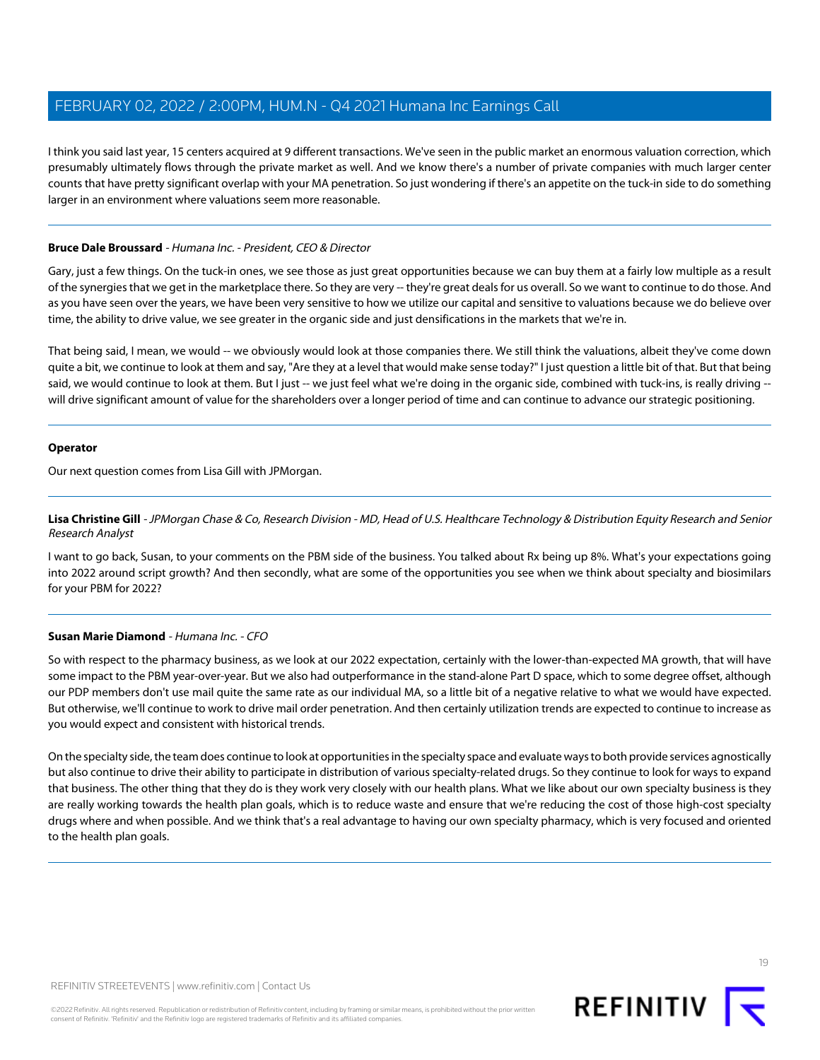I think you said last year, 15 centers acquired at 9 different transactions. We've seen in the public market an enormous valuation correction, which presumably ultimately flows through the private market as well. And we know there's a number of private companies with much larger center counts that have pretty significant overlap with your MA penetration. So just wondering if there's an appetite on the tuck-in side to do something larger in an environment where valuations seem more reasonable.

---

**Bruce Dale Broussard** - *Humana Inc. - President, CEO & Director*

Gary, just a few things. On the tuck-in ones, we see those as just great opportunities because we can buy them at a fairly low multiple as a result of the synergies that we get in the marketplace there. So they are very -- they're great deals for us overall. So we want to continue to do those. And as you have seen over the years, we have been very sensitive to how we utilize our capital and sensitive to valuations because we do believe over time, the ability to drive value, we see greater in the organic side and just densifications in the markets that we're in.

That being said, I mean, we would -- we obviously would look at those companies there. We still think the valuations, albeit they've come down quite a bit, we continue to look at them and say, "Are they at a level that would make sense today?" I just question a little bit of that. But that being said, we would continue to look at them. But I just -- we just feel what we're doing in the organic side, combined with tuck-ins, is really driving -- will drive significant amount of value for the shareholders over a longer period of time and can continue to advance our strategic positioning.

---

**Operator**

Our next question comes from Lisa Gill with JPMorgan.

---

**Lisa Christine Gill** - *JPMorgan Chase & Co, Research Division - MD, Head of U.S. Healthcare Technology & Distribution Equity Research and Senior Research Analyst*

I want to go back, Susan, to your comments on the PBM side of the business. You talked about Rx being up 8%. What's your expectations going into 2022 around script growth? And then secondly, what are some of the opportunities you see when we think about specialty and biosimilars for your PBM for 2022?

---

**Susan Marie Diamond** - *Humana Inc. - CFO*

So with respect to the pharmacy business, as we look at our 2022 expectation, certainly with the lower-than-expected MA growth, that will have some impact to the PBM year-over-year. But we also had outperformance in the stand-alone Part D space, which to some degree offset, although our PDP members don't use mail quite the same rate as our individual MA, so a little bit of a negative relative to what we would have expected. But otherwise, we'll continue to work to drive mail order penetration. And then certainly utilization trends are expected to continue to increase as you would expect and consistent with historical trends.

On the specialty side, the team does continue to look at opportunities in the specialty space and evaluate ways to both provide services agnostically but also continue to drive their ability to participate in distribution of various specialty-related drugs. So they continue to look for ways to expand that business. The other thing that they do is they work very closely with our health plans. What we like about our own specialty business is they are really working towards the health plan goals, which is to reduce waste and ensure that we're reducing the cost of those high-cost specialty drugs where and when possible. And we think that's a real advantage to having our own specialty pharmacy, which is very focused and oriented to the health plan goals.

---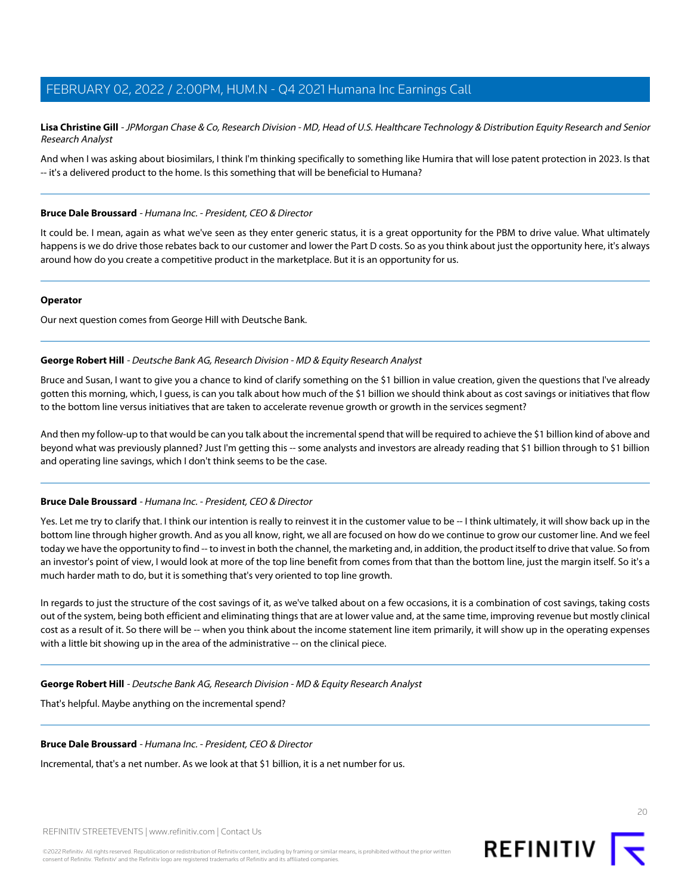**Lisa Christine Gill** - *JPMorgan Chase & Co, Research Division - MD, Head of U.S. Healthcare Technology & Distribution Equity Research and Senior Research Analyst*

And when I was asking about biosimilars, I think I'm thinking specifically to something like Humira that will lose patent protection in 2023. Is that -- it's a delivered product to the home. Is this something that will be beneficial to Humana?

---

**Bruce Dale Broussard** - *Humana Inc. - President, CEO & Director*

It could be. I mean, again as what we've seen as they enter generic status, it is a great opportunity for the PBM to drive value. What ultimately happens is we do drive those rebates back to our customer and lower the Part D costs. So as you think about just the opportunity here, it's always around how do you create a competitive product in the marketplace. But it is an opportunity for us.

---

**Operator**

Our next question comes from George Hill with Deutsche Bank.

---

**George Robert Hill** - *Deutsche Bank AG, Research Division - MD & Equity Research Analyst*

Bruce and Susan, I want to give you a chance to kind of clarify something on the $1 billion in value creation, given the questions that I've already gotten this morning, which, I guess, is can you talk about how much of the $1 billion we should think about as cost savings or initiatives that flow to the bottom line versus initiatives that are taken to accelerate revenue growth or growth in the services segment?

And then my follow-up to that would be can you talk about the incremental spend that will be required to achieve the $1 billion kind of above and beyond what was previously planned? Just I'm getting this -- some analysts and investors are already reading that $1 billion through to $1 billion and operating line savings, which I don't think seems to be the case.

---

**Bruce Dale Broussard** - *Humana Inc. - President, CEO & Director*

Yes. Let me try to clarify that. I think our intention is really to reinvest it in the customer value to be -- I think ultimately, it will show back up in the bottom line through higher growth. And as you all know, right, we all are focused on how do we continue to grow our customer line. And we feel today we have the opportunity to find -- to invest in both the channel, the marketing and, in addition, the product itself to drive that value. So from an investor's point of view, I would look at more of the top line benefit from comes from that than the bottom line, just the margin itself. So it's a much harder math to do, but it is something that's very oriented to top line growth.

In regards to just the structure of the cost savings of it, as we've talked about on a few occasions, it is a combination of cost savings, taking costs out of the system, being both efficient and eliminating things that are at lower value and, at the same time, improving revenue but mostly clinical cost as a result of it. So there will be -- when you think about the income statement line item primarily, it will show up in the operating expenses with a little bit showing up in the area of the administrative -- on the clinical piece.

---

**George Robert Hill** - *Deutsche Bank AG, Research Division - MD & Equity Research Analyst*

That's helpful. Maybe anything on the incremental spend?

---

**Bruce Dale Broussard** - *Humana Inc. - President, CEO & Director*

Incremental, that's a net number. As we look at that $1 billion, it is a net number for us.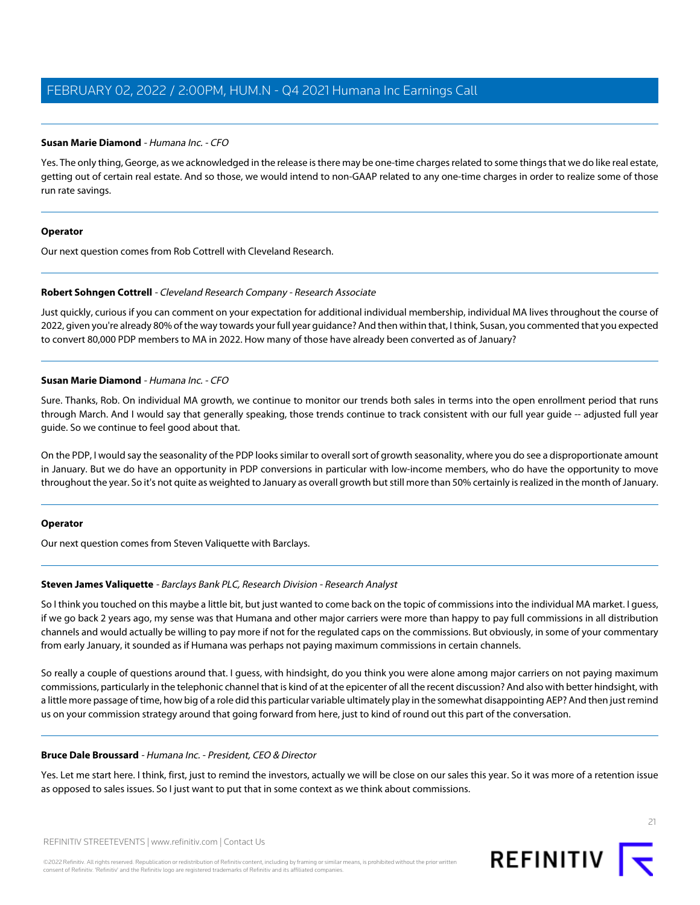**Susan Marie Diamond** - *Humana Inc. - CFO*

Yes. The only thing, George, as we acknowledged in the release is there may be one-time charges related to some things that we do like real estate, getting out of certain real estate. And so those, we would intend to non-GAAP related to any one-time charges in order to realize some of those run rate savings.

---

**Operator**

Our next question comes from Rob Cottrell with Cleveland Research.

---

**Robert Sohngen Cottrell** - *Cleveland Research Company - Research Associate*

Just quickly, curious if you can comment on your expectation for additional individual membership, individual MA lives throughout the course of 2022, given you're already 80% of the way towards your full year guidance? And then within that, I think, Susan, you commented that you expected to convert 80,000 PDP members to MA in 2022. How many of those have already been converted as of January?

---

**Susan Marie Diamond** - *Humana Inc. - CFO*

Sure. Thanks, Rob. On individual MA growth, we continue to monitor our trends both sales in terms into the open enrollment period that runs through March. And I would say that generally speaking, those trends continue to track consistent with our full year guide -- adjusted full year guide. So we continue to feel good about that.

On the PDP, I would say the seasonality of the PDP looks similar to overall sort of growth seasonality, where you do see a disproportionate amount in January. But we do have an opportunity in PDP conversions in particular with low-income members, who do have the opportunity to move throughout the year. So it's not quite as weighted to January as overall growth but still more than 50% certainly is realized in the month of January.

---

**Operator**

Our next question comes from Steven Valiquette with Barclays.

---

**Steven James Valiquette** - *Barclays Bank PLC, Research Division - Research Analyst*

So I think you touched on this maybe a little bit, but just wanted to come back on the topic of commissions into the individual MA market. I guess, if we go back 2 years ago, my sense was that Humana and other major carriers were more than happy to pay full commissions in all distribution channels and would actually be willing to pay more if not for the regulated caps on the commissions. But obviously, in some of your commentary from early January, it sounded as if Humana was perhaps not paying maximum commissions in certain channels.

So really a couple of questions around that. I guess, with hindsight, do you think you were alone among major carriers on not paying maximum commissions, particularly in the telephonic channel that is kind of at the epicenter of all the recent discussion? And also with better hindsight, with a little more passage of time, how big of a role did this particular variable ultimately play in the somewhat disappointing AEP? And then just remind us on your commission strategy around that going forward from here, just to kind of round out this part of the conversation.

---

**Bruce Dale Broussard** - *Humana Inc. - President, CEO & Director*

Yes. Let me start here. I think, first, just to remind the investors, actually we will be close on our sales this year. So it was more of a retention issue as opposed to sales issues. So I just want to put that in some context as we think about commissions.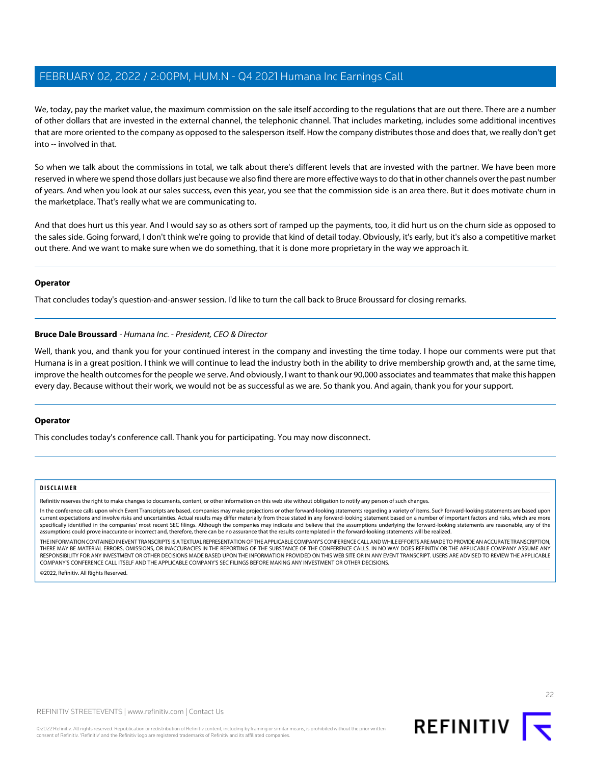We, today, pay the market value, the maximum commission on the sale itself according to the regulations that are out there. There are a number of other dollars that are invested in the external channel, the telephonic channel. That includes marketing, includes some additional incentives that are more oriented to the company as opposed to the salesperson itself. How the company distributes those and does that, we really don't get into -- involved in that.

So when we talk about the commissions in total, we talk about there's different levels that are invested with the partner. We have been more reserved in where we spend those dollars just because we also find there are more effective ways to do that in other channels over the past number of years. And when you look at our sales success, even this year, you see that the commission side is an area there. But it does motivate churn in the marketplace. That's really what we are communicating to.

And that does hurt us this year. And I would say so as others sort of ramped up the payments, too, it did hurt us on the churn side as opposed to the sales side. Going forward, I don't think we're going to provide that kind of detail today. Obviously, it's early, but it's also a competitive market out there. And we want to make sure when we do something, that it is done more proprietary in the way we approach it.

---

**Operator**

That concludes today's question-and-answer session. I'd like to turn the call back to Bruce Broussard for closing remarks.

---

**Bruce Dale Broussard** - *Humana Inc. - President, CEO & Director*

Well, thank you, and thank you for your continued interest in the company and investing the time today. I hope our comments were put that Humana is in a great position. I think we will continue to lead the industry both in the ability to drive membership growth and, at the same time, improve the health outcomes for the people we serve. And obviously, I want to thank our 90,000 associates and teammates that make this happen every day. Because without their work, we would not be as successful as we are. So thank you. And again, thank you for your support.

---

**Operator**

This concludes today's conference call. Thank you for participating. You may now disconnect.

---

**DISCLAIMER**

Refinitiv reserves the right to make changes to documents, content, or other information on this web site without obligation to notify any person of such changes.

In the conference calls upon which Event Transcripts are based, companies may make projections or other forward-looking statements regarding a variety of items. Such forward-looking statements are based upon current expectations and involve risks and uncertainties. Actual results may differ materially from those stated in any forward-looking statement based on a number of important factors and risks, which are more specifically identified in the companies' most recent SEC filings. Although the companies may indicate and believe that the assumptions underlying the forward-looking statements are reasonable, any of the assumptions could prove inaccurate or incorrect and, therefore, there can be no assurance that the results contemplated in the forward-looking statements will be realized.

THE INFORMATION CONTAINED IN EVENT TRANSCRIPTS IS A TEXTUAL REPRESENTATION OF THE APPLICABLE COMPANY'S CONFERENCE CALL AND WHILE EFFORTS ARE MADE TO PROVIDE AN ACCURATE TRANSCRIPTION, THERE MAY BE MATERIAL ERRORS, OMISSIONS, OR INACCURACIES IN THE REPORTING OF THE SUBSTANCE OF THE CONFERENCE CALLS. IN NO WAY DOES REFINITIV OR THE APPLICABLE COMPANY ASSUME ANY RESPONSIBILITY FOR ANY INVESTMENT OR OTHER DECISIONS MADE BASED UPON THE INFORMATION PROVIDED ON THIS WEB SITE OR IN ANY EVENT TRANSCRIPT. USERS ARE ADVISED TO REVIEW THE APPLICABLE COMPANY'S CONFERENCE CALL ITSELF AND THE APPLICABLE COMPANY'S SEC FILINGS BEFORE MAKING ANY INVESTMENT OR OTHER DECISIONS.

©2022, Refinitiv. All Rights Reserved.